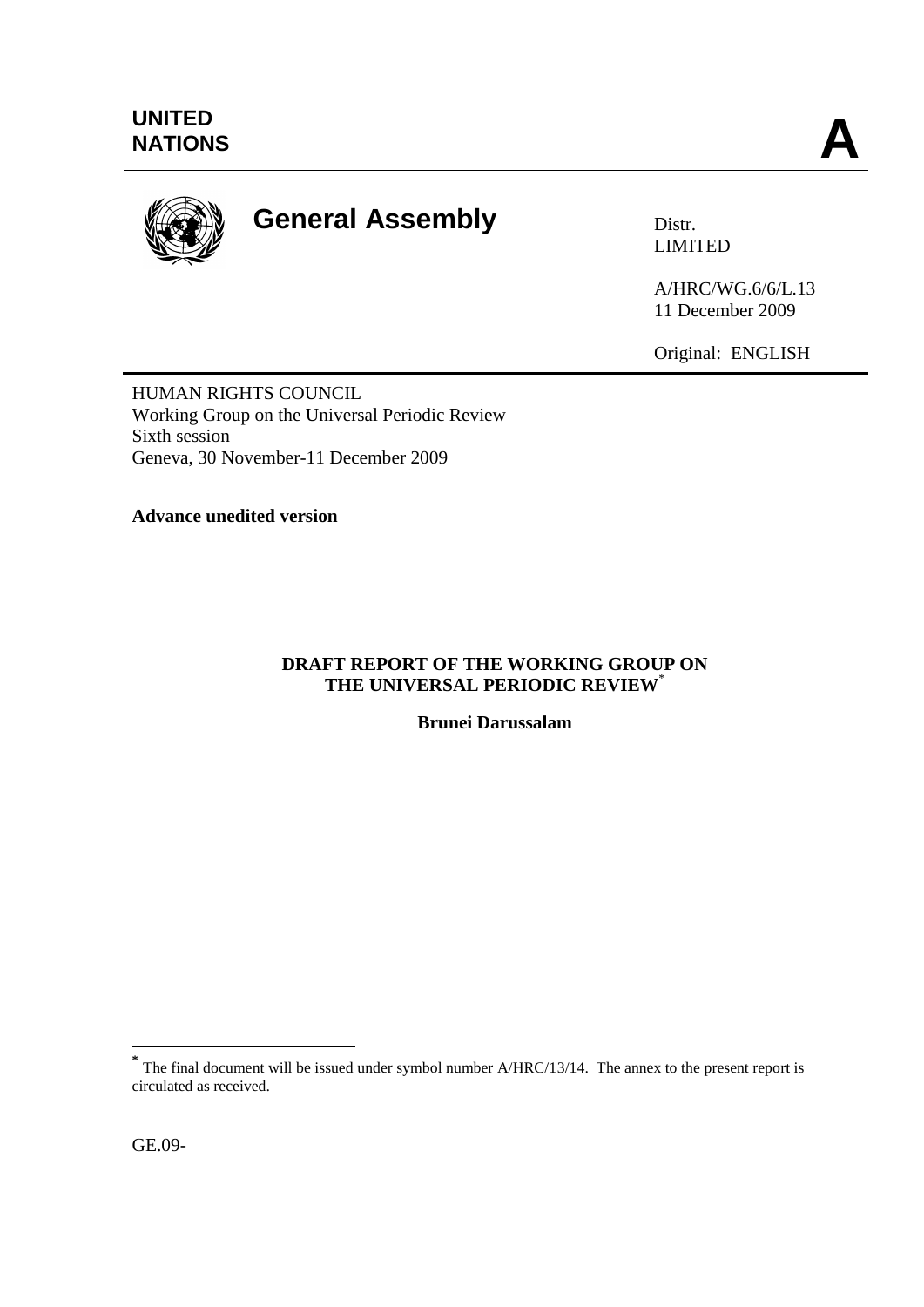UNITED NATIONS

**A**

# General Assembly

Distr.
LIMITED

A/HRC/WG.6/6/L.13
11 December 2009

Original: ENGLISH

HUMAN RIGHTS COUNCIL
Working Group on the Universal Periodic Review
Sixth session
Geneva, 30 November-11 December 2009

**Advance unedited version**

## DRAFT REPORT OF THE WORKING GROUP ON THE UNIVERSAL PERIODIC REVIEW*

**Brunei Darussalam**

---

* The final document will be issued under symbol number A/HRC/13/14. The annex to the present report is circulated as received.

GE.09-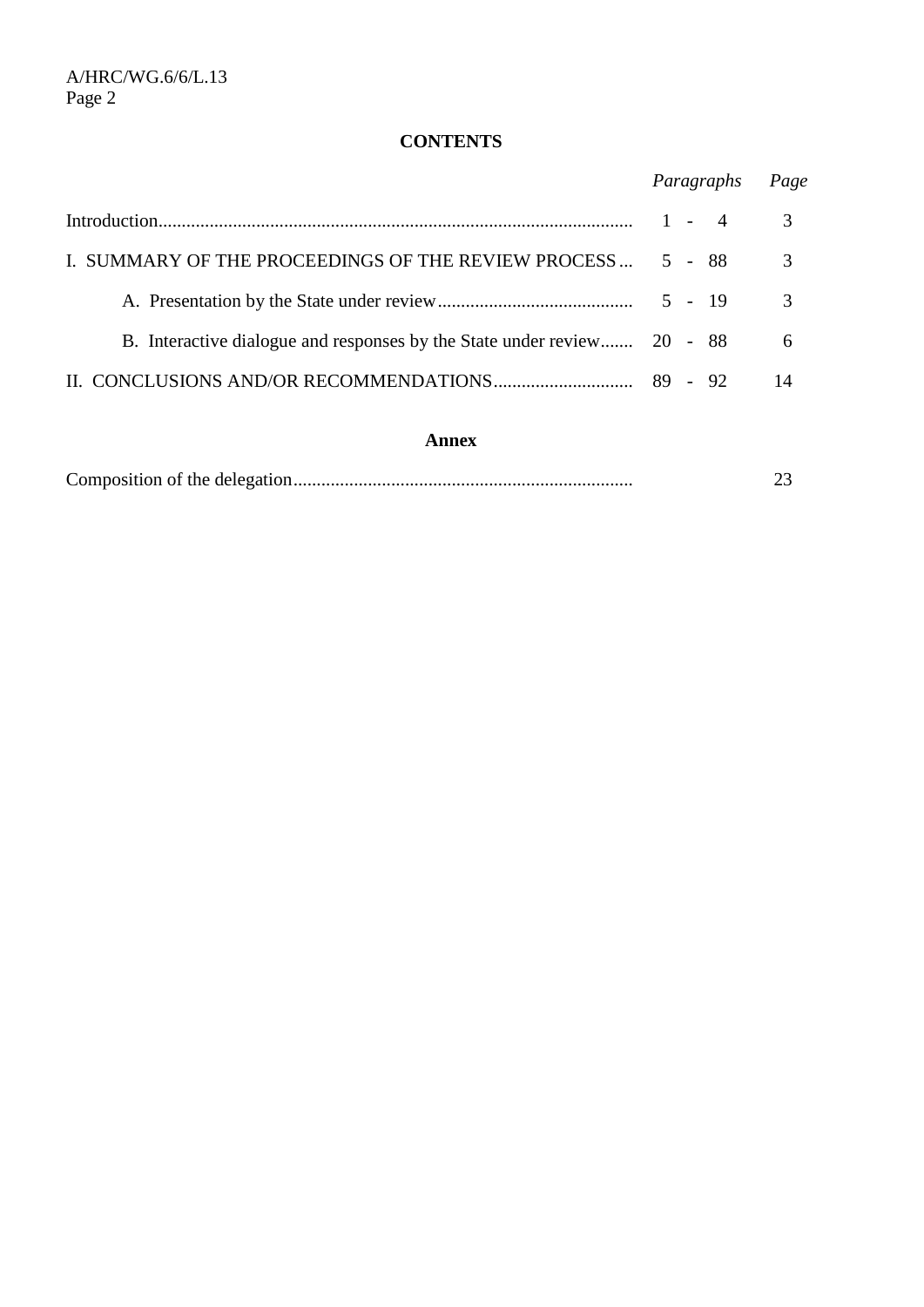## CONTENTS

| | *Paragraphs* | *Page* |
|---|---|---|
| Introduction | 1 - 4 | 3 |
| I. SUMMARY OF THE PROCEEDINGS OF THE REVIEW PROCESS | 5 - 88 | 3 |
| A. Presentation by the State under review | 5 - 19 | 3 |
| B. Interactive dialogue and responses by the State under review | 20 - 88 | 6 |
| II. CONCLUSIONS AND/OR RECOMMENDATIONS | 89 - 92 | 14 |

### Annex

| | | |
|---|---|---|
| Composition of the delegation | | 23 |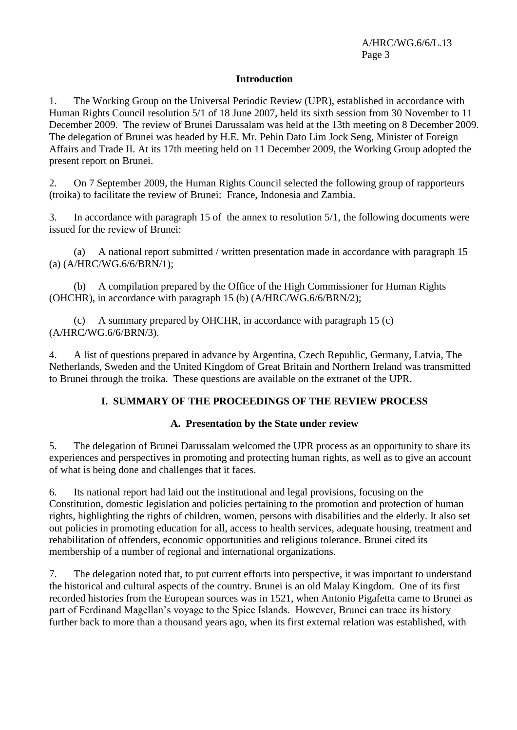## Introduction

1. The Working Group on the Universal Periodic Review (UPR), established in accordance with Human Rights Council resolution 5/1 of 18 June 2007, held its sixth session from 30 November to 11 December 2009. The review of Brunei Darussalam was held at the 13th meeting on 8 December 2009. The delegation of Brunei was headed by H.E. Mr. Pehin Dato Lim Jock Seng, Minister of Foreign Affairs and Trade II. At its 17th meeting held on 11 December 2009, the Working Group adopted the present report on Brunei.

2. On 7 September 2009, the Human Rights Council selected the following group of rapporteurs (troika) to facilitate the review of Brunei: France, Indonesia and Zambia.

3. In accordance with paragraph 15 of the annex to resolution 5/1, the following documents were issued for the review of Brunei:

(a) A national report submitted / written presentation made in accordance with paragraph 15 (a) (A/HRC/WG.6/6/BRN/1);

(b) A compilation prepared by the Office of the High Commissioner for Human Rights (OHCHR), in accordance with paragraph 15 (b) (A/HRC/WG.6/6/BRN/2);

(c) A summary prepared by OHCHR, in accordance with paragraph 15 (c) (A/HRC/WG.6/6/BRN/3).

4. A list of questions prepared in advance by Argentina, Czech Republic, Germany, Latvia, The Netherlands, Sweden and the United Kingdom of Great Britain and Northern Ireland was transmitted to Brunei through the troika. These questions are available on the extranet of the UPR.

## I. SUMMARY OF THE PROCEEDINGS OF THE REVIEW PROCESS

### A. Presentation by the State under review

5. The delegation of Brunei Darussalam welcomed the UPR process as an opportunity to share its experiences and perspectives in promoting and protecting human rights, as well as to give an account of what is being done and challenges that it faces.

6. Its national report had laid out the institutional and legal provisions, focusing on the Constitution, domestic legislation and policies pertaining to the promotion and protection of human rights, highlighting the rights of children, women, persons with disabilities and the elderly. It also set out policies in promoting education for all, access to health services, adequate housing, treatment and rehabilitation of offenders, economic opportunities and religious tolerance. Brunei cited its membership of a number of regional and international organizations.

7. The delegation noted that, to put current efforts into perspective, it was important to understand the historical and cultural aspects of the country. Brunei is an old Malay Kingdom. One of its first recorded histories from the European sources was in 1521, when Antonio Pigafetta came to Brunei as part of Ferdinand Magellan's voyage to the Spice Islands. However, Brunei can trace its history further back to more than a thousand years ago, when its first external relation was established, with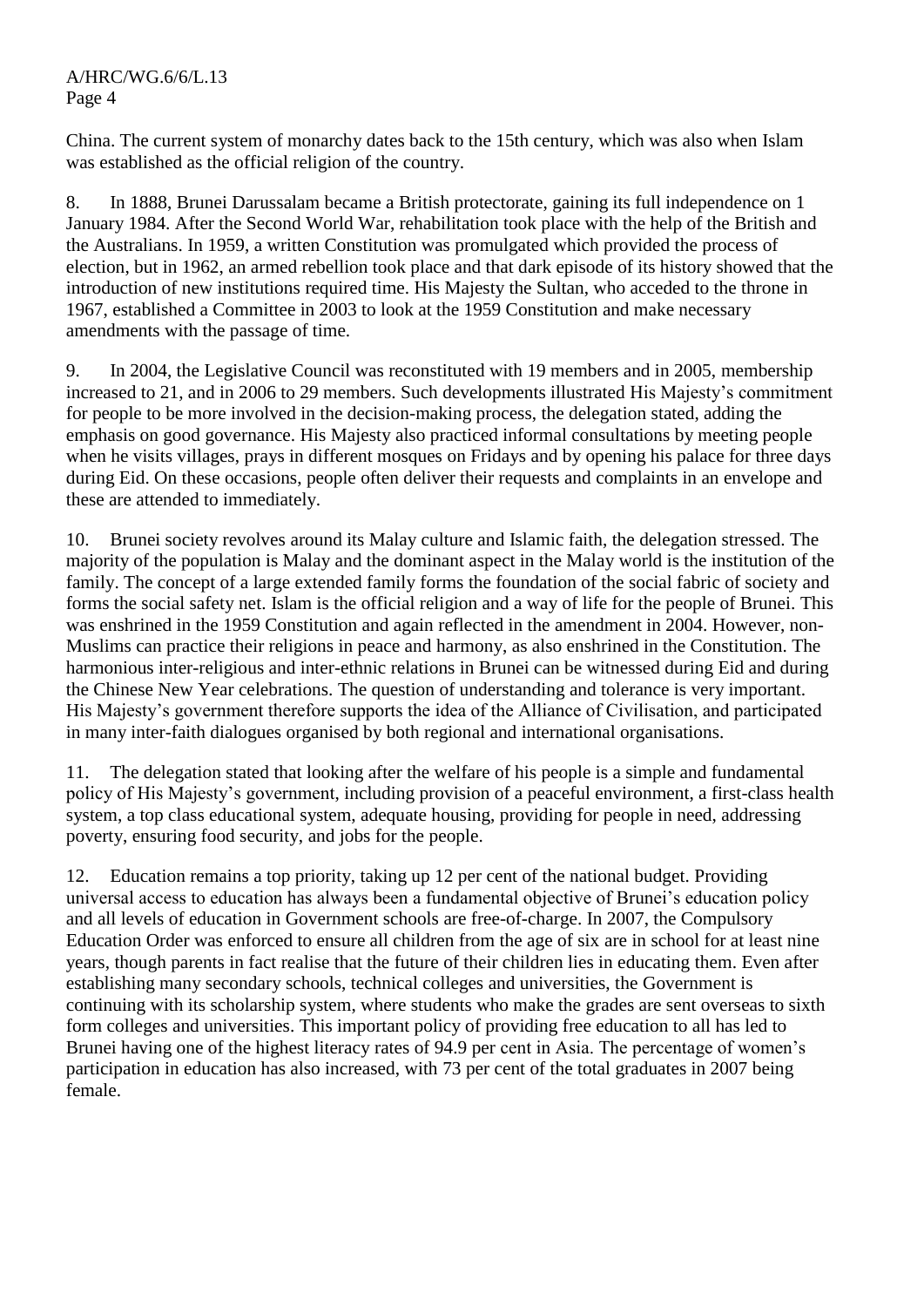China. The current system of monarchy dates back to the 15th century, which was also when Islam was established as the official religion of the country.

8. In 1888, Brunei Darussalam became a British protectorate, gaining its full independence on 1 January 1984. After the Second World War, rehabilitation took place with the help of the British and the Australians. In 1959, a written Constitution was promulgated which provided the process of election, but in 1962, an armed rebellion took place and that dark episode of its history showed that the introduction of new institutions required time. His Majesty the Sultan, who acceded to the throne in 1967, established a Committee in 2003 to look at the 1959 Constitution and make necessary amendments with the passage of time.

9. In 2004, the Legislative Council was reconstituted with 19 members and in 2005, membership increased to 21, and in 2006 to 29 members. Such developments illustrated His Majesty's commitment for people to be more involved in the decision-making process, the delegation stated, adding the emphasis on good governance. His Majesty also practiced informal consultations by meeting people when he visits villages, prays in different mosques on Fridays and by opening his palace for three days during Eid. On these occasions, people often deliver their requests and complaints in an envelope and these are attended to immediately.

10. Brunei society revolves around its Malay culture and Islamic faith, the delegation stressed. The majority of the population is Malay and the dominant aspect in the Malay world is the institution of the family. The concept of a large extended family forms the foundation of the social fabric of society and forms the social safety net. Islam is the official religion and a way of life for the people of Brunei. This was enshrined in the 1959 Constitution and again reflected in the amendment in 2004. However, non-Muslims can practice their religions in peace and harmony, as also enshrined in the Constitution. The harmonious inter-religious and inter-ethnic relations in Brunei can be witnessed during Eid and during the Chinese New Year celebrations. The question of understanding and tolerance is very important. His Majesty's government therefore supports the idea of the Alliance of Civilisation, and participated in many inter-faith dialogues organised by both regional and international organisations.

11. The delegation stated that looking after the welfare of his people is a simple and fundamental policy of His Majesty's government, including provision of a peaceful environment, a first-class health system, a top class educational system, adequate housing, providing for people in need, addressing poverty, ensuring food security, and jobs for the people.

12. Education remains a top priority, taking up 12 per cent of the national budget. Providing universal access to education has always been a fundamental objective of Brunei's education policy and all levels of education in Government schools are free-of-charge. In 2007, the Compulsory Education Order was enforced to ensure all children from the age of six are in school for at least nine years, though parents in fact realise that the future of their children lies in educating them. Even after establishing many secondary schools, technical colleges and universities, the Government is continuing with its scholarship system, where students who make the grades are sent overseas to sixth form colleges and universities. This important policy of providing free education to all has led to Brunei having one of the highest literacy rates of 94.9 per cent in Asia. The percentage of women's participation in education has also increased, with 73 per cent of the total graduates in 2007 being female.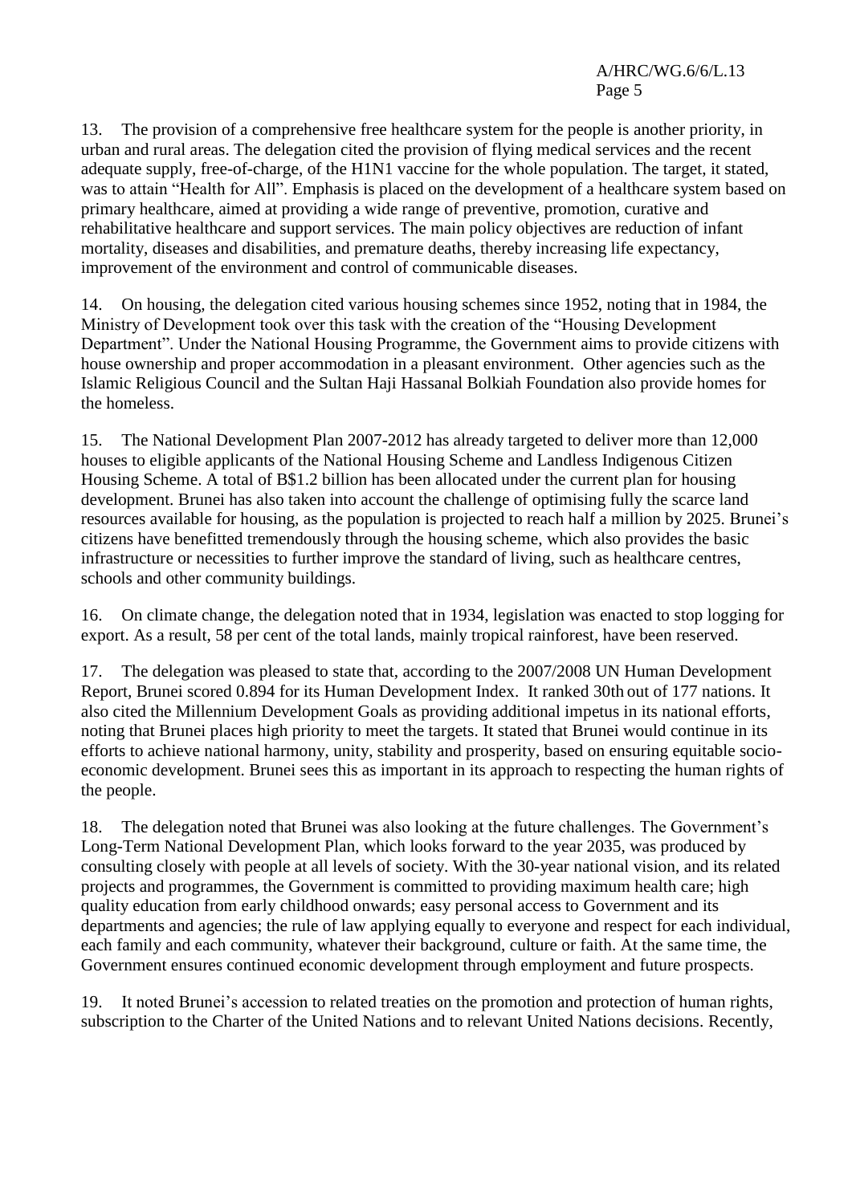13. The provision of a comprehensive free healthcare system for the people is another priority, in urban and rural areas. The delegation cited the provision of flying medical services and the recent adequate supply, free-of-charge, of the H1N1 vaccine for the whole population. The target, it stated, was to attain "Health for All". Emphasis is placed on the development of a healthcare system based on primary healthcare, aimed at providing a wide range of preventive, promotion, curative and rehabilitative healthcare and support services. The main policy objectives are reduction of infant mortality, diseases and disabilities, and premature deaths, thereby increasing life expectancy, improvement of the environment and control of communicable diseases.

14. On housing, the delegation cited various housing schemes since 1952, noting that in 1984, the Ministry of Development took over this task with the creation of the "Housing Development Department". Under the National Housing Programme, the Government aims to provide citizens with house ownership and proper accommodation in a pleasant environment. Other agencies such as the Islamic Religious Council and the Sultan Haji Hassanal Bolkiah Foundation also provide homes for the homeless.

15. The National Development Plan 2007-2012 has already targeted to deliver more than 12,000 houses to eligible applicants of the National Housing Scheme and Landless Indigenous Citizen Housing Scheme. A total of B$1.2 billion has been allocated under the current plan for housing development. Brunei has also taken into account the challenge of optimising fully the scarce land resources available for housing, as the population is projected to reach half a million by 2025. Brunei's citizens have benefitted tremendously through the housing scheme, which also provides the basic infrastructure or necessities to further improve the standard of living, such as healthcare centres, schools and other community buildings.

16. On climate change, the delegation noted that in 1934, legislation was enacted to stop logging for export. As a result, 58 per cent of the total lands, mainly tropical rainforest, have been reserved.

17. The delegation was pleased to state that, according to the 2007/2008 UN Human Development Report, Brunei scored 0.894 for its Human Development Index. It ranked 30th out of 177 nations. It also cited the Millennium Development Goals as providing additional impetus in its national efforts, noting that Brunei places high priority to meet the targets. It stated that Brunei would continue in its efforts to achieve national harmony, unity, stability and prosperity, based on ensuring equitable socio-economic development. Brunei sees this as important in its approach to respecting the human rights of the people.

18. The delegation noted that Brunei was also looking at the future challenges. The Government's Long-Term National Development Plan, which looks forward to the year 2035, was produced by consulting closely with people at all levels of society. With the 30-year national vision, and its related projects and programmes, the Government is committed to providing maximum health care; high quality education from early childhood onwards; easy personal access to Government and its departments and agencies; the rule of law applying equally to everyone and respect for each individual, each family and each community, whatever their background, culture or faith. At the same time, the Government ensures continued economic development through employment and future prospects.

19. It noted Brunei's accession to related treaties on the promotion and protection of human rights, subscription to the Charter of the United Nations and to relevant United Nations decisions. Recently,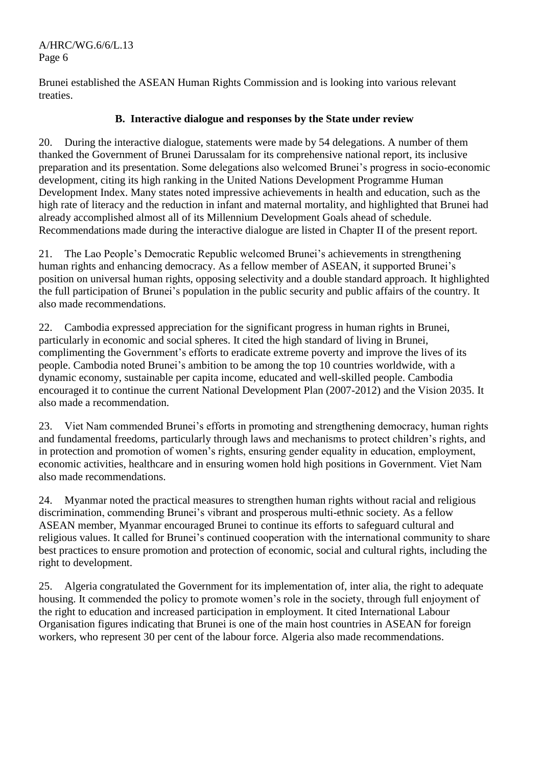Brunei established the ASEAN Human Rights Commission and is looking into various relevant treaties.

### B. Interactive dialogue and responses by the State under review

20. During the interactive dialogue, statements were made by 54 delegations. A number of them thanked the Government of Brunei Darussalam for its comprehensive national report, its inclusive preparation and its presentation. Some delegations also welcomed Brunei's progress in socio-economic development, citing its high ranking in the United Nations Development Programme Human Development Index. Many states noted impressive achievements in health and education, such as the high rate of literacy and the reduction in infant and maternal mortality, and highlighted that Brunei had already accomplished almost all of its Millennium Development Goals ahead of schedule. Recommendations made during the interactive dialogue are listed in Chapter II of the present report.

21. The Lao People's Democratic Republic welcomed Brunei's achievements in strengthening human rights and enhancing democracy. As a fellow member of ASEAN, it supported Brunei's position on universal human rights, opposing selectivity and a double standard approach. It highlighted the full participation of Brunei's population in the public security and public affairs of the country. It also made recommendations.

22. Cambodia expressed appreciation for the significant progress in human rights in Brunei, particularly in economic and social spheres. It cited the high standard of living in Brunei, complimenting the Government's efforts to eradicate extreme poverty and improve the lives of its people. Cambodia noted Brunei's ambition to be among the top 10 countries worldwide, with a dynamic economy, sustainable per capita income, educated and well-skilled people. Cambodia encouraged it to continue the current National Development Plan (2007-2012) and the Vision 2035. It also made a recommendation.

23. Viet Nam commended Brunei's efforts in promoting and strengthening democracy, human rights and fundamental freedoms, particularly through laws and mechanisms to protect children's rights, and in protection and promotion of women's rights, ensuring gender equality in education, employment, economic activities, healthcare and in ensuring women hold high positions in Government. Viet Nam also made recommendations.

24. Myanmar noted the practical measures to strengthen human rights without racial and religious discrimination, commending Brunei's vibrant and prosperous multi-ethnic society. As a fellow ASEAN member, Myanmar encouraged Brunei to continue its efforts to safeguard cultural and religious values. It called for Brunei's continued cooperation with the international community to share best practices to ensure promotion and protection of economic, social and cultural rights, including the right to development.

25. Algeria congratulated the Government for its implementation of, inter alia, the right to adequate housing. It commended the policy to promote women's role in the society, through full enjoyment of the right to education and increased participation in employment. It cited International Labour Organisation figures indicating that Brunei is one of the main host countries in ASEAN for foreign workers, who represent 30 per cent of the labour force. Algeria also made recommendations.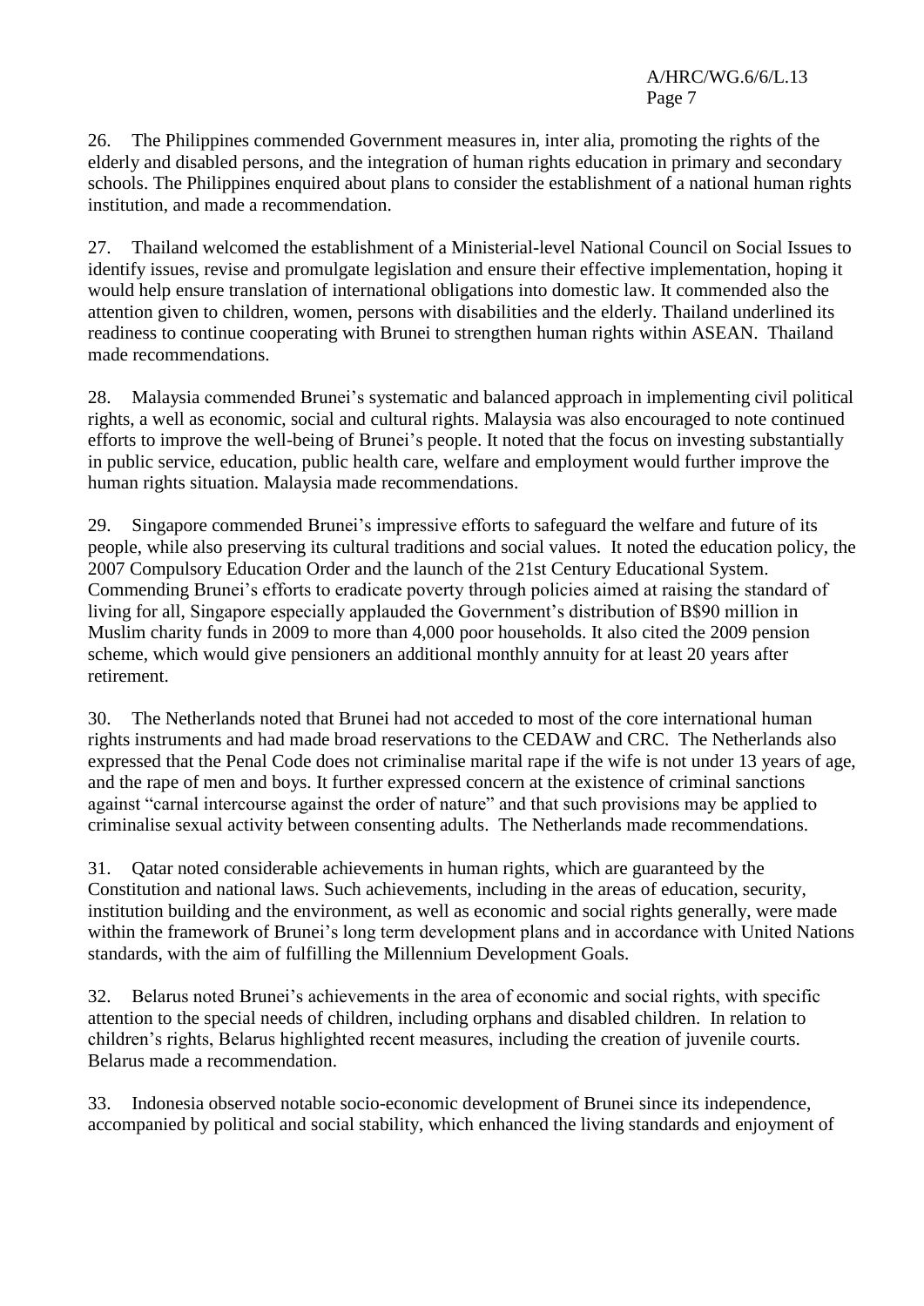26. The Philippines commended Government measures in, inter alia, promoting the rights of the elderly and disabled persons, and the integration of human rights education in primary and secondary schools. The Philippines enquired about plans to consider the establishment of a national human rights institution, and made a recommendation.

27. Thailand welcomed the establishment of a Ministerial-level National Council on Social Issues to identify issues, revise and promulgate legislation and ensure their effective implementation, hoping it would help ensure translation of international obligations into domestic law. It commended also the attention given to children, women, persons with disabilities and the elderly. Thailand underlined its readiness to continue cooperating with Brunei to strengthen human rights within ASEAN. Thailand made recommendations.

28. Malaysia commended Brunei's systematic and balanced approach in implementing civil political rights, a well as economic, social and cultural rights. Malaysia was also encouraged to note continued efforts to improve the well-being of Brunei's people. It noted that the focus on investing substantially in public service, education, public health care, welfare and employment would further improve the human rights situation. Malaysia made recommendations.

29. Singapore commended Brunei's impressive efforts to safeguard the welfare and future of its people, while also preserving its cultural traditions and social values. It noted the education policy, the 2007 Compulsory Education Order and the launch of the 21st Century Educational System. Commending Brunei's efforts to eradicate poverty through policies aimed at raising the standard of living for all, Singapore especially applauded the Government's distribution of B$90 million in Muslim charity funds in 2009 to more than 4,000 poor households. It also cited the 2009 pension scheme, which would give pensioners an additional monthly annuity for at least 20 years after retirement.

30. The Netherlands noted that Brunei had not acceded to most of the core international human rights instruments and had made broad reservations to the CEDAW and CRC. The Netherlands also expressed that the Penal Code does not criminalise marital rape if the wife is not under 13 years of age, and the rape of men and boys. It further expressed concern at the existence of criminal sanctions against "carnal intercourse against the order of nature" and that such provisions may be applied to criminalise sexual activity between consenting adults. The Netherlands made recommendations.

31. Qatar noted considerable achievements in human rights, which are guaranteed by the Constitution and national laws. Such achievements, including in the areas of education, security, institution building and the environment, as well as economic and social rights generally, were made within the framework of Brunei's long term development plans and in accordance with United Nations standards, with the aim of fulfilling the Millennium Development Goals.

32. Belarus noted Brunei's achievements in the area of economic and social rights, with specific attention to the special needs of children, including orphans and disabled children. In relation to children's rights, Belarus highlighted recent measures, including the creation of juvenile courts. Belarus made a recommendation.

33. Indonesia observed notable socio-economic development of Brunei since its independence, accompanied by political and social stability, which enhanced the living standards and enjoyment of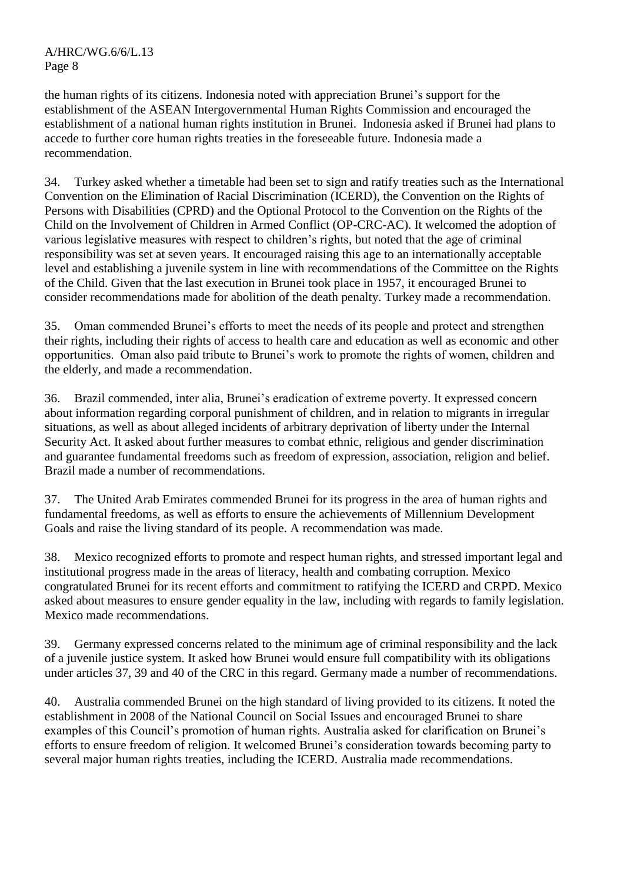the human rights of its citizens. Indonesia noted with appreciation Brunei's support for the establishment of the ASEAN Intergovernmental Human Rights Commission and encouraged the establishment of a national human rights institution in Brunei. Indonesia asked if Brunei had plans to accede to further core human rights treaties in the foreseeable future. Indonesia made a recommendation.

34. Turkey asked whether a timetable had been set to sign and ratify treaties such as the International Convention on the Elimination of Racial Discrimination (ICERD), the Convention on the Rights of Persons with Disabilities (CPRD) and the Optional Protocol to the Convention on the Rights of the Child on the Involvement of Children in Armed Conflict (OP-CRC-AC). It welcomed the adoption of various legislative measures with respect to children's rights, but noted that the age of criminal responsibility was set at seven years. It encouraged raising this age to an internationally acceptable level and establishing a juvenile system in line with recommendations of the Committee on the Rights of the Child. Given that the last execution in Brunei took place in 1957, it encouraged Brunei to consider recommendations made for abolition of the death penalty. Turkey made a recommendation.

35. Oman commended Brunei's efforts to meet the needs of its people and protect and strengthen their rights, including their rights of access to health care and education as well as economic and other opportunities. Oman also paid tribute to Brunei's work to promote the rights of women, children and the elderly, and made a recommendation.

36. Brazil commended, inter alia, Brunei's eradication of extreme poverty. It expressed concern about information regarding corporal punishment of children, and in relation to migrants in irregular situations, as well as about alleged incidents of arbitrary deprivation of liberty under the Internal Security Act. It asked about further measures to combat ethnic, religious and gender discrimination and guarantee fundamental freedoms such as freedom of expression, association, religion and belief. Brazil made a number of recommendations.

37. The United Arab Emirates commended Brunei for its progress in the area of human rights and fundamental freedoms, as well as efforts to ensure the achievements of Millennium Development Goals and raise the living standard of its people. A recommendation was made.

38. Mexico recognized efforts to promote and respect human rights, and stressed important legal and institutional progress made in the areas of literacy, health and combating corruption. Mexico congratulated Brunei for its recent efforts and commitment to ratifying the ICERD and CRPD. Mexico asked about measures to ensure gender equality in the law, including with regards to family legislation. Mexico made recommendations.

39. Germany expressed concerns related to the minimum age of criminal responsibility and the lack of a juvenile justice system. It asked how Brunei would ensure full compatibility with its obligations under articles 37, 39 and 40 of the CRC in this regard. Germany made a number of recommendations.

40. Australia commended Brunei on the high standard of living provided to its citizens. It noted the establishment in 2008 of the National Council on Social Issues and encouraged Brunei to share examples of this Council's promotion of human rights. Australia asked for clarification on Brunei's efforts to ensure freedom of religion. It welcomed Brunei's consideration towards becoming party to several major human rights treaties, including the ICERD. Australia made recommendations.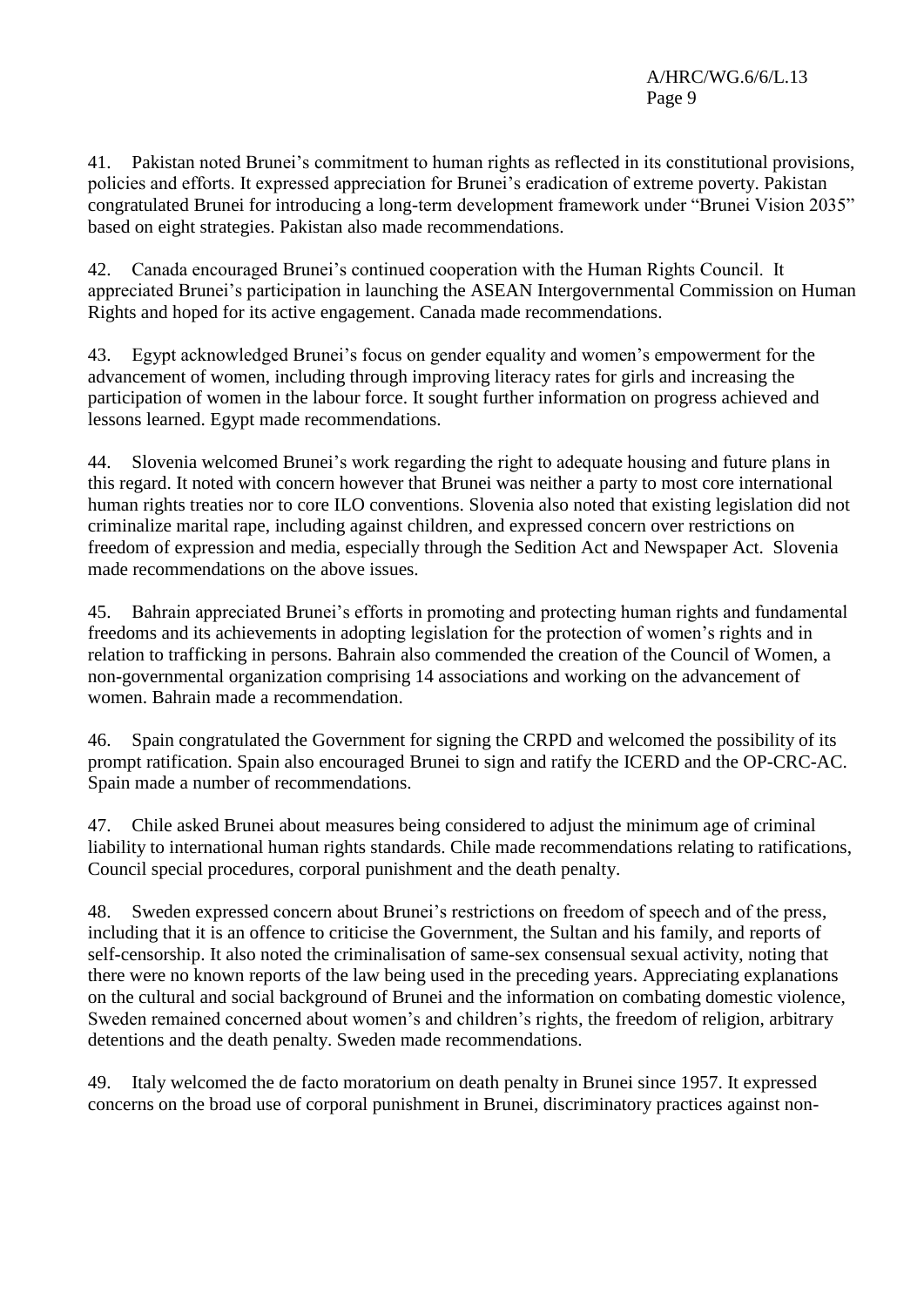41. Pakistan noted Brunei's commitment to human rights as reflected in its constitutional provisions, policies and efforts. It expressed appreciation for Brunei's eradication of extreme poverty. Pakistan congratulated Brunei for introducing a long-term development framework under "Brunei Vision 2035" based on eight strategies. Pakistan also made recommendations.

42. Canada encouraged Brunei's continued cooperation with the Human Rights Council. It appreciated Brunei's participation in launching the ASEAN Intergovernmental Commission on Human Rights and hoped for its active engagement. Canada made recommendations.

43. Egypt acknowledged Brunei's focus on gender equality and women's empowerment for the advancement of women, including through improving literacy rates for girls and increasing the participation of women in the labour force. It sought further information on progress achieved and lessons learned. Egypt made recommendations.

44. Slovenia welcomed Brunei's work regarding the right to adequate housing and future plans in this regard. It noted with concern however that Brunei was neither a party to most core international human rights treaties nor to core ILO conventions. Slovenia also noted that existing legislation did not criminalize marital rape, including against children, and expressed concern over restrictions on freedom of expression and media, especially through the Sedition Act and Newspaper Act. Slovenia made recommendations on the above issues.

45. Bahrain appreciated Brunei's efforts in promoting and protecting human rights and fundamental freedoms and its achievements in adopting legislation for the protection of women's rights and in relation to trafficking in persons. Bahrain also commended the creation of the Council of Women, a non-governmental organization comprising 14 associations and working on the advancement of women. Bahrain made a recommendation.

46. Spain congratulated the Government for signing the CRPD and welcomed the possibility of its prompt ratification. Spain also encouraged Brunei to sign and ratify the ICERD and the OP-CRC-AC. Spain made a number of recommendations.

47. Chile asked Brunei about measures being considered to adjust the minimum age of criminal liability to international human rights standards. Chile made recommendations relating to ratifications, Council special procedures, corporal punishment and the death penalty.

48. Sweden expressed concern about Brunei's restrictions on freedom of speech and of the press, including that it is an offence to criticise the Government, the Sultan and his family, and reports of self-censorship. It also noted the criminalisation of same-sex consensual sexual activity, noting that there were no known reports of the law being used in the preceding years. Appreciating explanations on the cultural and social background of Brunei and the information on combating domestic violence, Sweden remained concerned about women's and children's rights, the freedom of religion, arbitrary detentions and the death penalty. Sweden made recommendations.

49. Italy welcomed the de facto moratorium on death penalty in Brunei since 1957. It expressed concerns on the broad use of corporal punishment in Brunei, discriminatory practices against non-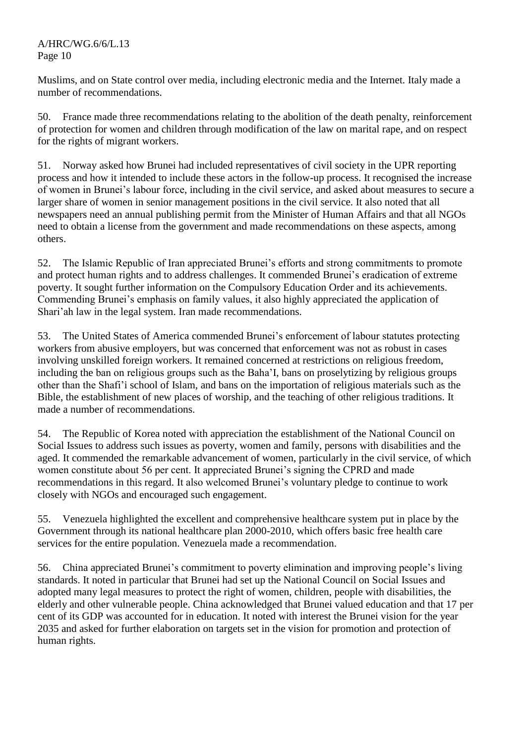Muslims, and on State control over media, including electronic media and the Internet. Italy made a number of recommendations.

50. France made three recommendations relating to the abolition of the death penalty, reinforcement of protection for women and children through modification of the law on marital rape, and on respect for the rights of migrant workers.

51. Norway asked how Brunei had included representatives of civil society in the UPR reporting process and how it intended to include these actors in the follow-up process. It recognised the increase of women in Brunei's labour force, including in the civil service, and asked about measures to secure a larger share of women in senior management positions in the civil service. It also noted that all newspapers need an annual publishing permit from the Minister of Human Affairs and that all NGOs need to obtain a license from the government and made recommendations on these aspects, among others.

52. The Islamic Republic of Iran appreciated Brunei's efforts and strong commitments to promote and protect human rights and to address challenges. It commended Brunei's eradication of extreme poverty. It sought further information on the Compulsory Education Order and its achievements. Commending Brunei's emphasis on family values, it also highly appreciated the application of Shari'ah law in the legal system. Iran made recommendations.

53. The United States of America commended Brunei's enforcement of labour statutes protecting workers from abusive employers, but was concerned that enforcement was not as robust in cases involving unskilled foreign workers. It remained concerned at restrictions on religious freedom, including the ban on religious groups such as the Baha'I, bans on proselytizing by religious groups other than the Shafi'i school of Islam, and bans on the importation of religious materials such as the Bible, the establishment of new places of worship, and the teaching of other religious traditions. It made a number of recommendations.

54. The Republic of Korea noted with appreciation the establishment of the National Council on Social Issues to address such issues as poverty, women and family, persons with disabilities and the aged. It commended the remarkable advancement of women, particularly in the civil service, of which women constitute about 56 per cent. It appreciated Brunei's signing the CPRD and made recommendations in this regard. It also welcomed Brunei's voluntary pledge to continue to work closely with NGOs and encouraged such engagement.

55. Venezuela highlighted the excellent and comprehensive healthcare system put in place by the Government through its national healthcare plan 2000-2010, which offers basic free health care services for the entire population. Venezuela made a recommendation.

56. China appreciated Brunei's commitment to poverty elimination and improving people's living standards. It noted in particular that Brunei had set up the National Council on Social Issues and adopted many legal measures to protect the right of women, children, people with disabilities, the elderly and other vulnerable people. China acknowledged that Brunei valued education and that 17 per cent of its GDP was accounted for in education. It noted with interest the Brunei vision for the year 2035 and asked for further elaboration on targets set in the vision for promotion and protection of human rights.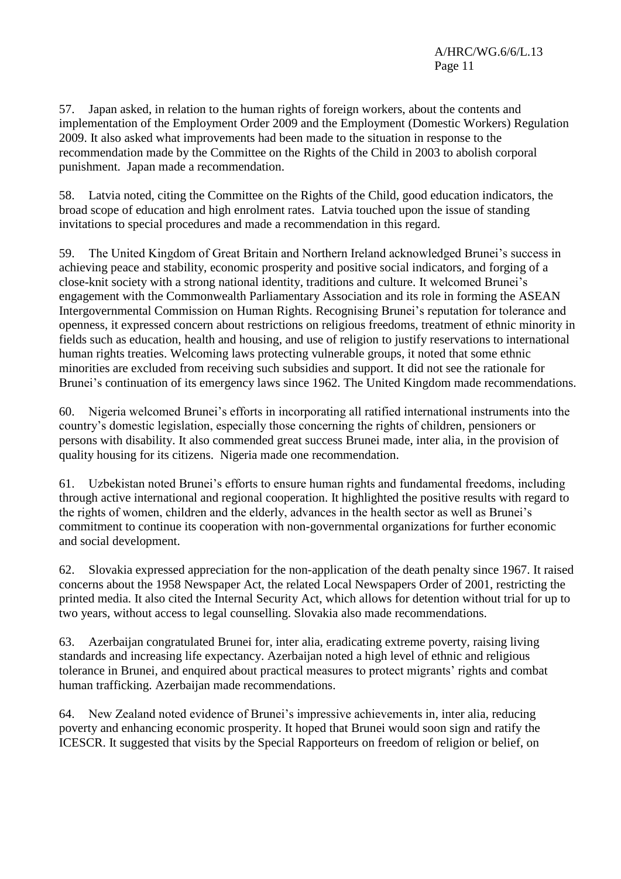57. Japan asked, in relation to the human rights of foreign workers, about the contents and implementation of the Employment Order 2009 and the Employment (Domestic Workers) Regulation 2009. It also asked what improvements had been made to the situation in response to the recommendation made by the Committee on the Rights of the Child in 2003 to abolish corporal punishment. Japan made a recommendation.

58. Latvia noted, citing the Committee on the Rights of the Child, good education indicators, the broad scope of education and high enrolment rates. Latvia touched upon the issue of standing invitations to special procedures and made a recommendation in this regard.

59. The United Kingdom of Great Britain and Northern Ireland acknowledged Brunei's success in achieving peace and stability, economic prosperity and positive social indicators, and forging of a close-knit society with a strong national identity, traditions and culture. It welcomed Brunei's engagement with the Commonwealth Parliamentary Association and its role in forming the ASEAN Intergovernmental Commission on Human Rights. Recognising Brunei's reputation for tolerance and openness, it expressed concern about restrictions on religious freedoms, treatment of ethnic minority in fields such as education, health and housing, and use of religion to justify reservations to international human rights treaties. Welcoming laws protecting vulnerable groups, it noted that some ethnic minorities are excluded from receiving such subsidies and support. It did not see the rationale for Brunei's continuation of its emergency laws since 1962. The United Kingdom made recommendations.

60. Nigeria welcomed Brunei's efforts in incorporating all ratified international instruments into the country's domestic legislation, especially those concerning the rights of children, pensioners or persons with disability. It also commended great success Brunei made, inter alia, in the provision of quality housing for its citizens. Nigeria made one recommendation.

61. Uzbekistan noted Brunei's efforts to ensure human rights and fundamental freedoms, including through active international and regional cooperation. It highlighted the positive results with regard to the rights of women, children and the elderly, advances in the health sector as well as Brunei's commitment to continue its cooperation with non-governmental organizations for further economic and social development.

62. Slovakia expressed appreciation for the non-application of the death penalty since 1967. It raised concerns about the 1958 Newspaper Act, the related Local Newspapers Order of 2001, restricting the printed media. It also cited the Internal Security Act, which allows for detention without trial for up to two years, without access to legal counselling. Slovakia also made recommendations.

63. Azerbaijan congratulated Brunei for, inter alia, eradicating extreme poverty, raising living standards and increasing life expectancy. Azerbaijan noted a high level of ethnic and religious tolerance in Brunei, and enquired about practical measures to protect migrants' rights and combat human trafficking. Azerbaijan made recommendations.

64. New Zealand noted evidence of Brunei's impressive achievements in, inter alia, reducing poverty and enhancing economic prosperity. It hoped that Brunei would soon sign and ratify the ICESCR. It suggested that visits by the Special Rapporteurs on freedom of religion or belief, on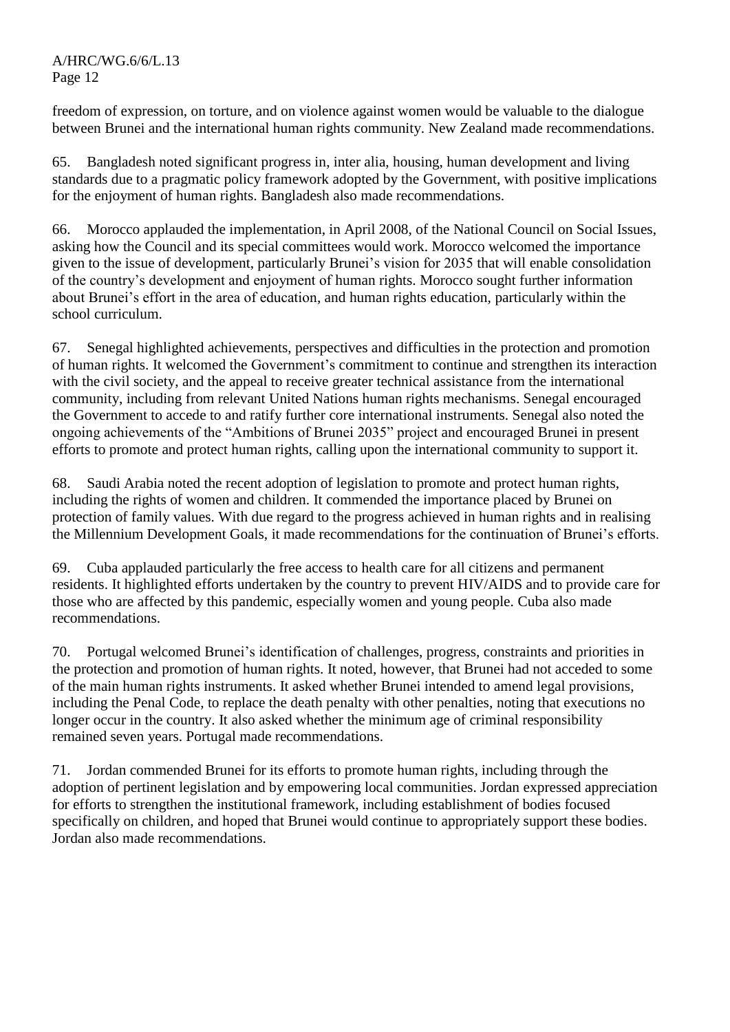freedom of expression, on torture, and on violence against women would be valuable to the dialogue between Brunei and the international human rights community. New Zealand made recommendations.

65. Bangladesh noted significant progress in, inter alia, housing, human development and living standards due to a pragmatic policy framework adopted by the Government, with positive implications for the enjoyment of human rights. Bangladesh also made recommendations.

66. Morocco applauded the implementation, in April 2008, of the National Council on Social Issues, asking how the Council and its special committees would work. Morocco welcomed the importance given to the issue of development, particularly Brunei's vision for 2035 that will enable consolidation of the country's development and enjoyment of human rights. Morocco sought further information about Brunei's effort in the area of education, and human rights education, particularly within the school curriculum.

67. Senegal highlighted achievements, perspectives and difficulties in the protection and promotion of human rights. It welcomed the Government's commitment to continue and strengthen its interaction with the civil society, and the appeal to receive greater technical assistance from the international community, including from relevant United Nations human rights mechanisms. Senegal encouraged the Government to accede to and ratify further core international instruments. Senegal also noted the ongoing achievements of the "Ambitions of Brunei 2035" project and encouraged Brunei in present efforts to promote and protect human rights, calling upon the international community to support it.

68. Saudi Arabia noted the recent adoption of legislation to promote and protect human rights, including the rights of women and children. It commended the importance placed by Brunei on protection of family values. With due regard to the progress achieved in human rights and in realising the Millennium Development Goals, it made recommendations for the continuation of Brunei's efforts.

69. Cuba applauded particularly the free access to health care for all citizens and permanent residents. It highlighted efforts undertaken by the country to prevent HIV/AIDS and to provide care for those who are affected by this pandemic, especially women and young people. Cuba also made recommendations.

70. Portugal welcomed Brunei's identification of challenges, progress, constraints and priorities in the protection and promotion of human rights. It noted, however, that Brunei had not acceded to some of the main human rights instruments. It asked whether Brunei intended to amend legal provisions, including the Penal Code, to replace the death penalty with other penalties, noting that executions no longer occur in the country. It also asked whether the minimum age of criminal responsibility remained seven years. Portugal made recommendations.

71. Jordan commended Brunei for its efforts to promote human rights, including through the adoption of pertinent legislation and by empowering local communities. Jordan expressed appreciation for efforts to strengthen the institutional framework, including establishment of bodies focused specifically on children, and hoped that Brunei would continue to appropriately support these bodies. Jordan also made recommendations.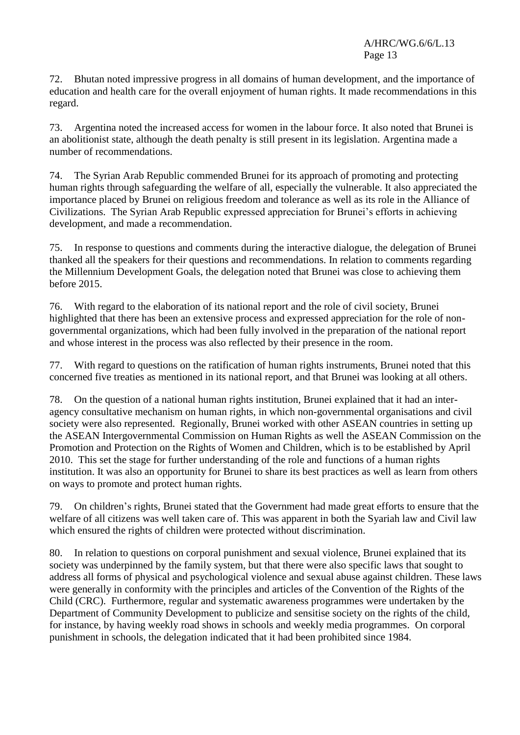72. Bhutan noted impressive progress in all domains of human development, and the importance of education and health care for the overall enjoyment of human rights. It made recommendations in this regard.

73. Argentina noted the increased access for women in the labour force. It also noted that Brunei is an abolitionist state, although the death penalty is still present in its legislation. Argentina made a number of recommendations.

74. The Syrian Arab Republic commended Brunei for its approach of promoting and protecting human rights through safeguarding the welfare of all, especially the vulnerable. It also appreciated the importance placed by Brunei on religious freedom and tolerance as well as its role in the Alliance of Civilizations. The Syrian Arab Republic expressed appreciation for Brunei's efforts in achieving development, and made a recommendation.

75. In response to questions and comments during the interactive dialogue, the delegation of Brunei thanked all the speakers for their questions and recommendations. In relation to comments regarding the Millennium Development Goals, the delegation noted that Brunei was close to achieving them before 2015.

76. With regard to the elaboration of its national report and the role of civil society, Brunei highlighted that there has been an extensive process and expressed appreciation for the role of non-governmental organizations, which had been fully involved in the preparation of the national report and whose interest in the process was also reflected by their presence in the room.

77. With regard to questions on the ratification of human rights instruments, Brunei noted that this concerned five treaties as mentioned in its national report, and that Brunei was looking at all others.

78. On the question of a national human rights institution, Brunei explained that it had an inter-agency consultative mechanism on human rights, in which non-governmental organisations and civil society were also represented. Regionally, Brunei worked with other ASEAN countries in setting up the ASEAN Intergovernmental Commission on Human Rights as well the ASEAN Commission on the Promotion and Protection on the Rights of Women and Children, which is to be established by April 2010. This set the stage for further understanding of the role and functions of a human rights institution. It was also an opportunity for Brunei to share its best practices as well as learn from others on ways to promote and protect human rights.

79. On children's rights, Brunei stated that the Government had made great efforts to ensure that the welfare of all citizens was well taken care of. This was apparent in both the Syariah law and Civil law which ensured the rights of children were protected without discrimination.

80. In relation to questions on corporal punishment and sexual violence, Brunei explained that its society was underpinned by the family system, but that there were also specific laws that sought to address all forms of physical and psychological violence and sexual abuse against children. These laws were generally in conformity with the principles and articles of the Convention of the Rights of the Child (CRC). Furthermore, regular and systematic awareness programmes were undertaken by the Department of Community Development to publicize and sensitise society on the rights of the child, for instance, by having weekly road shows in schools and weekly media programmes. On corporal punishment in schools, the delegation indicated that it had been prohibited since 1984.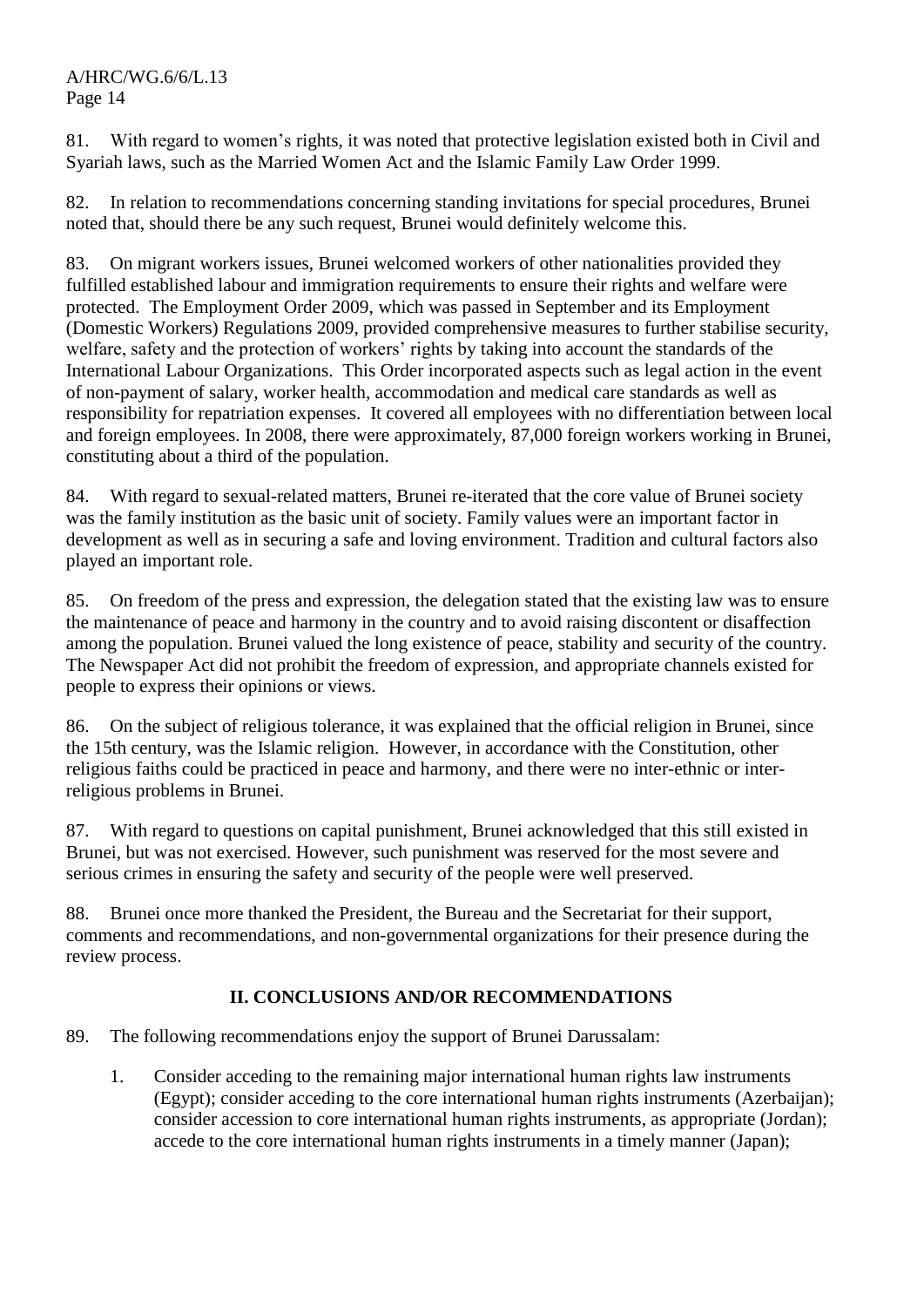81. With regard to women's rights, it was noted that protective legislation existed both in Civil and Syariah laws, such as the Married Women Act and the Islamic Family Law Order 1999.

82. In relation to recommendations concerning standing invitations for special procedures, Brunei noted that, should there be any such request, Brunei would definitely welcome this.

83. On migrant workers issues, Brunei welcomed workers of other nationalities provided they fulfilled established labour and immigration requirements to ensure their rights and welfare were protected. The Employment Order 2009, which was passed in September and its Employment (Domestic Workers) Regulations 2009, provided comprehensive measures to further stabilise security, welfare, safety and the protection of workers' rights by taking into account the standards of the International Labour Organizations. This Order incorporated aspects such as legal action in the event of non-payment of salary, worker health, accommodation and medical care standards as well as responsibility for repatriation expenses. It covered all employees with no differentiation between local and foreign employees. In 2008, there were approximately, 87,000 foreign workers working in Brunei, constituting about a third of the population.

84. With regard to sexual-related matters, Brunei re-iterated that the core value of Brunei society was the family institution as the basic unit of society. Family values were an important factor in development as well as in securing a safe and loving environment. Tradition and cultural factors also played an important role.

85. On freedom of the press and expression, the delegation stated that the existing law was to ensure the maintenance of peace and harmony in the country and to avoid raising discontent or disaffection among the population. Brunei valued the long existence of peace, stability and security of the country. The Newspaper Act did not prohibit the freedom of expression, and appropriate channels existed for people to express their opinions or views.

86. On the subject of religious tolerance, it was explained that the official religion in Brunei, since the 15th century, was the Islamic religion. However, in accordance with the Constitution, other religious faiths could be practiced in peace and harmony, and there were no inter-ethnic or inter-religious problems in Brunei.

87. With regard to questions on capital punishment, Brunei acknowledged that this still existed in Brunei, but was not exercised. However, such punishment was reserved for the most severe and serious crimes in ensuring the safety and security of the people were well preserved.

88. Brunei once more thanked the President, the Bureau and the Secretariat for their support, comments and recommendations, and non-governmental organizations for their presence during the review process.

## II. CONCLUSIONS AND/OR RECOMMENDATIONS

89. The following recommendations enjoy the support of Brunei Darussalam:

1. Consider acceding to the remaining major international human rights law instruments (Egypt); consider acceding to the core international human rights instruments (Azerbaijan); consider accession to core international human rights instruments, as appropriate (Jordan); accede to the core international human rights instruments in a timely manner (Japan);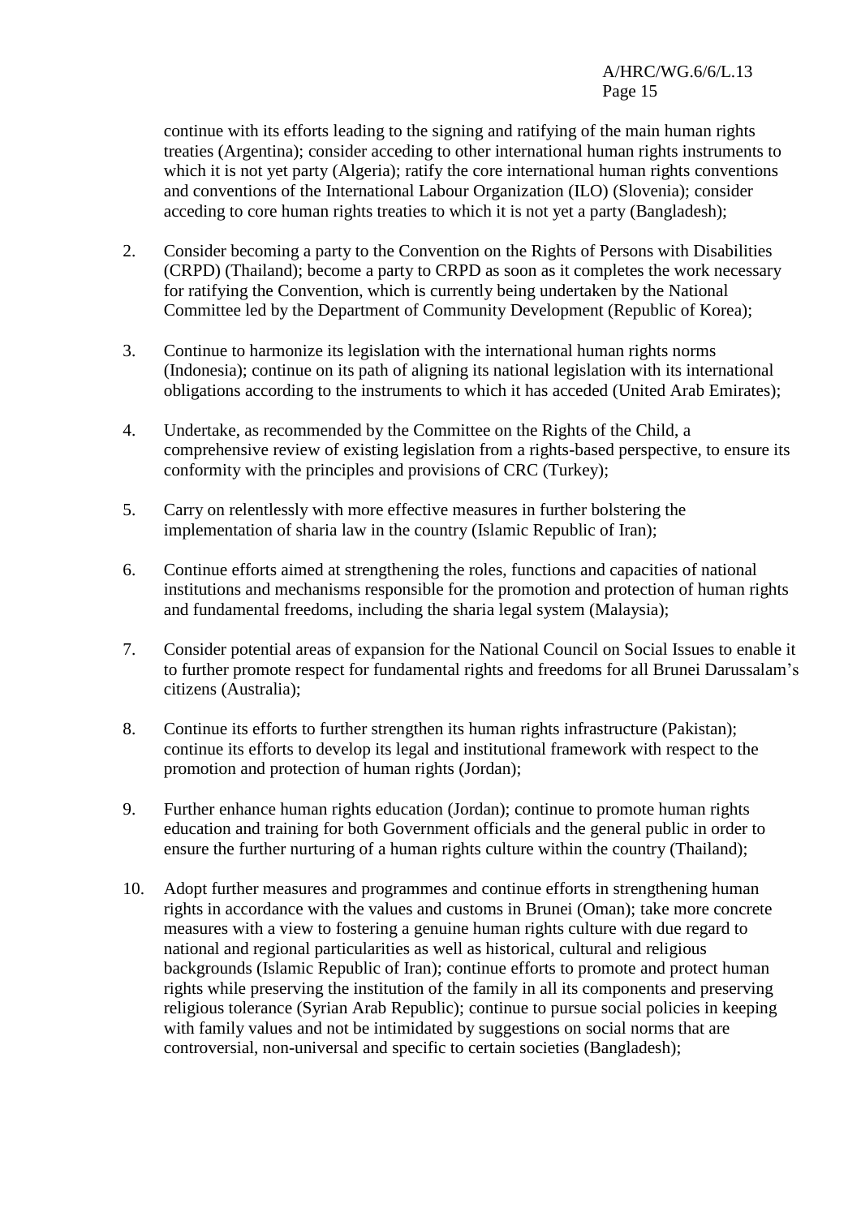continue with its efforts leading to the signing and ratifying of the main human rights treaties (Argentina); consider acceding to other international human rights instruments to which it is not yet party (Algeria); ratify the core international human rights conventions and conventions of the International Labour Organization (ILO) (Slovenia); consider acceding to core human rights treaties to which it is not yet a party (Bangladesh);

2. Consider becoming a party to the Convention on the Rights of Persons with Disabilities (CRPD) (Thailand); become a party to CRPD as soon as it completes the work necessary for ratifying the Convention, which is currently being undertaken by the National Committee led by the Department of Community Development (Republic of Korea);

3. Continue to harmonize its legislation with the international human rights norms (Indonesia); continue on its path of aligning its national legislation with its international obligations according to the instruments to which it has acceded (United Arab Emirates);

4. Undertake, as recommended by the Committee on the Rights of the Child, a comprehensive review of existing legislation from a rights-based perspective, to ensure its conformity with the principles and provisions of CRC (Turkey);

5. Carry on relentlessly with more effective measures in further bolstering the implementation of sharia law in the country (Islamic Republic of Iran);

6. Continue efforts aimed at strengthening the roles, functions and capacities of national institutions and mechanisms responsible for the promotion and protection of human rights and fundamental freedoms, including the sharia legal system (Malaysia);

7. Consider potential areas of expansion for the National Council on Social Issues to enable it to further promote respect for fundamental rights and freedoms for all Brunei Darussalam's citizens (Australia);

8. Continue its efforts to further strengthen its human rights infrastructure (Pakistan); continue its efforts to develop its legal and institutional framework with respect to the promotion and protection of human rights (Jordan);

9. Further enhance human rights education (Jordan); continue to promote human rights education and training for both Government officials and the general public in order to ensure the further nurturing of a human rights culture within the country (Thailand);

10. Adopt further measures and programmes and continue efforts in strengthening human rights in accordance with the values and customs in Brunei (Oman); take more concrete measures with a view to fostering a genuine human rights culture with due regard to national and regional particularities as well as historical, cultural and religious backgrounds (Islamic Republic of Iran); continue efforts to promote and protect human rights while preserving the institution of the family in all its components and preserving religious tolerance (Syrian Arab Republic); continue to pursue social policies in keeping with family values and not be intimidated by suggestions on social norms that are controversial, non-universal and specific to certain societies (Bangladesh);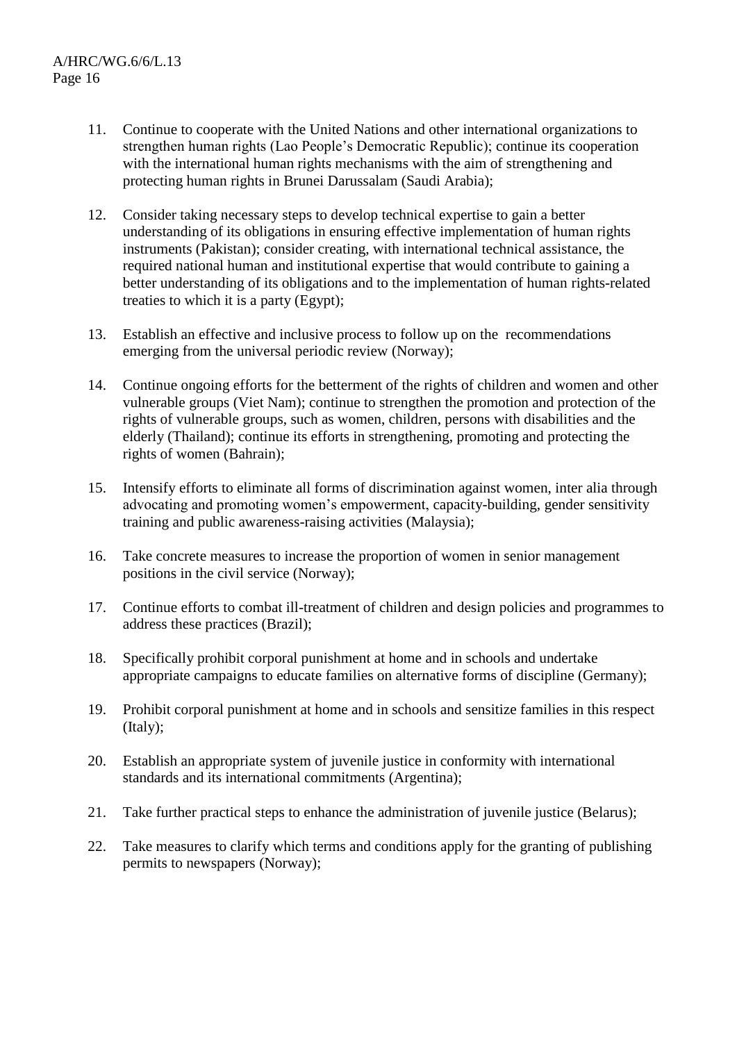11. Continue to cooperate with the United Nations and other international organizations to strengthen human rights (Lao People's Democratic Republic); continue its cooperation with the international human rights mechanisms with the aim of strengthening and protecting human rights in Brunei Darussalam (Saudi Arabia);

12. Consider taking necessary steps to develop technical expertise to gain a better understanding of its obligations in ensuring effective implementation of human rights instruments (Pakistan); consider creating, with international technical assistance, the required national human and institutional expertise that would contribute to gaining a better understanding of its obligations and to the implementation of human rights-related treaties to which it is a party (Egypt);

13. Establish an effective and inclusive process to follow up on the recommendations emerging from the universal periodic review (Norway);

14. Continue ongoing efforts for the betterment of the rights of children and women and other vulnerable groups (Viet Nam); continue to strengthen the promotion and protection of the rights of vulnerable groups, such as women, children, persons with disabilities and the elderly (Thailand); continue its efforts in strengthening, promoting and protecting the rights of women (Bahrain);

15. Intensify efforts to eliminate all forms of discrimination against women, inter alia through advocating and promoting women's empowerment, capacity-building, gender sensitivity training and public awareness-raising activities (Malaysia);

16. Take concrete measures to increase the proportion of women in senior management positions in the civil service (Norway);

17. Continue efforts to combat ill-treatment of children and design policies and programmes to address these practices (Brazil);

18. Specifically prohibit corporal punishment at home and in schools and undertake appropriate campaigns to educate families on alternative forms of discipline (Germany);

19. Prohibit corporal punishment at home and in schools and sensitize families in this respect (Italy);

20. Establish an appropriate system of juvenile justice in conformity with international standards and its international commitments (Argentina);

21. Take further practical steps to enhance the administration of juvenile justice (Belarus);

22. Take measures to clarify which terms and conditions apply for the granting of publishing permits to newspapers (Norway);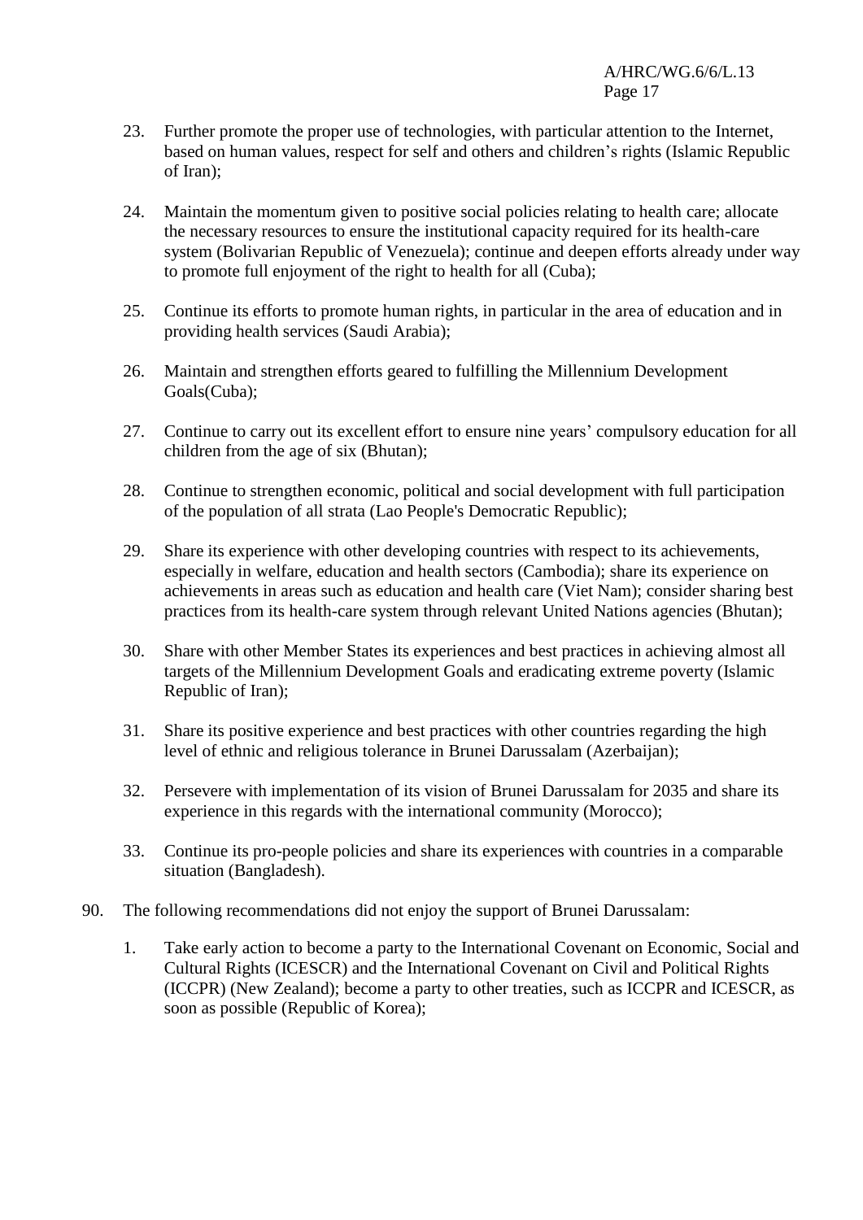23. Further promote the proper use of technologies, with particular attention to the Internet, based on human values, respect for self and others and children's rights (Islamic Republic of Iran);

24. Maintain the momentum given to positive social policies relating to health care; allocate the necessary resources to ensure the institutional capacity required for its health-care system (Bolivarian Republic of Venezuela); continue and deepen efforts already under way to promote full enjoyment of the right to health for all (Cuba);

25. Continue its efforts to promote human rights, in particular in the area of education and in providing health services (Saudi Arabia);

26. Maintain and strengthen efforts geared to fulfilling the Millennium Development Goals(Cuba);

27. Continue to carry out its excellent effort to ensure nine years' compulsory education for all children from the age of six (Bhutan);

28. Continue to strengthen economic, political and social development with full participation of the population of all strata (Lao People's Democratic Republic);

29. Share its experience with other developing countries with respect to its achievements, especially in welfare, education and health sectors (Cambodia); share its experience on achievements in areas such as education and health care (Viet Nam); consider sharing best practices from its health-care system through relevant United Nations agencies (Bhutan);

30. Share with other Member States its experiences and best practices in achieving almost all targets of the Millennium Development Goals and eradicating extreme poverty (Islamic Republic of Iran);

31. Share its positive experience and best practices with other countries regarding the high level of ethnic and religious tolerance in Brunei Darussalam (Azerbaijan);

32. Persevere with implementation of its vision of Brunei Darussalam for 2035 and share its experience in this regards with the international community (Morocco);

33. Continue its pro-people policies and share its experiences with countries in a comparable situation (Bangladesh).

90. The following recommendations did not enjoy the support of Brunei Darussalam:

1. Take early action to become a party to the International Covenant on Economic, Social and Cultural Rights (ICESCR) and the International Covenant on Civil and Political Rights (ICCPR) (New Zealand); become a party to other treaties, such as ICCPR and ICESCR, as soon as possible (Republic of Korea);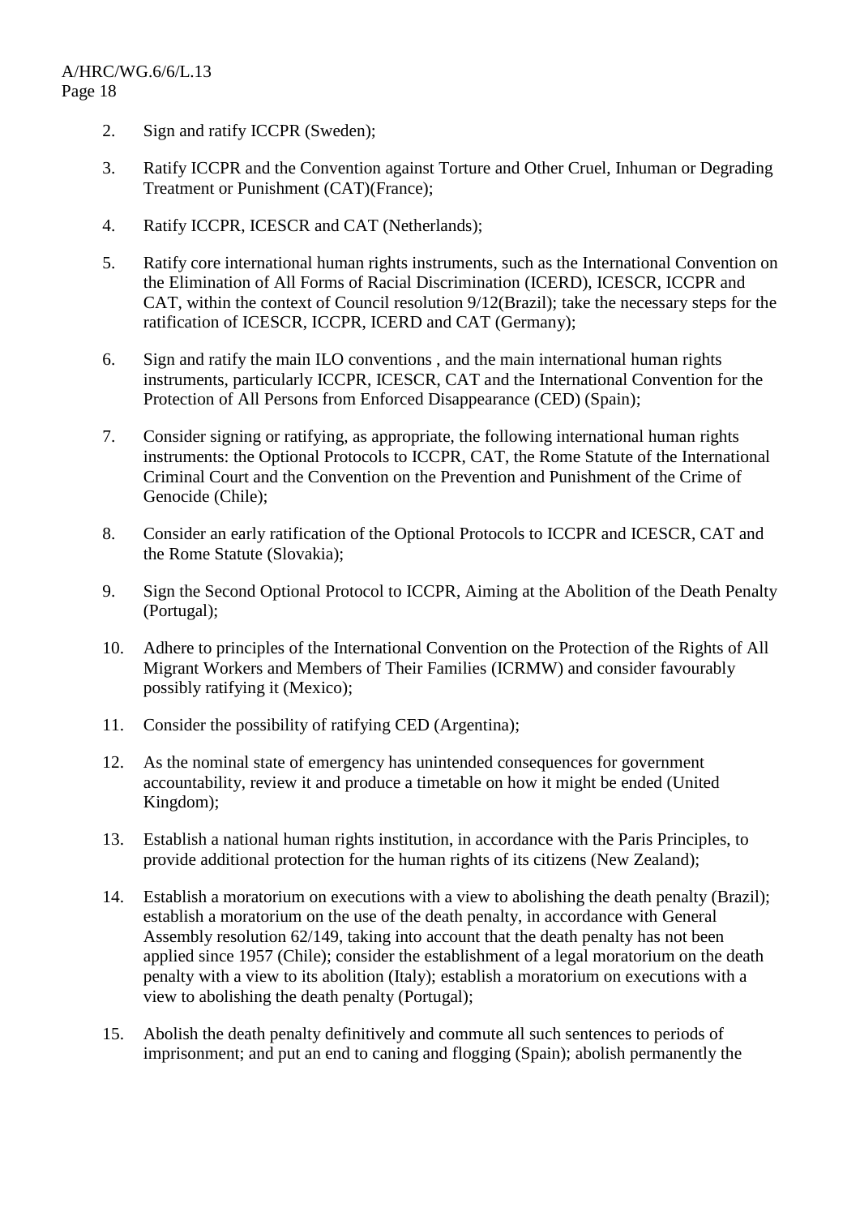2. Sign and ratify ICCPR (Sweden);

3. Ratify ICCPR and the Convention against Torture and Other Cruel, Inhuman or Degrading Treatment or Punishment (CAT)(France);

4. Ratify ICCPR, ICESCR and CAT (Netherlands);

5. Ratify core international human rights instruments, such as the International Convention on the Elimination of All Forms of Racial Discrimination (ICERD), ICESCR, ICCPR and CAT, within the context of Council resolution 9/12(Brazil); take the necessary steps for the ratification of ICESCR, ICCPR, ICERD and CAT (Germany);

6. Sign and ratify the main ILO conventions , and the main international human rights instruments, particularly ICCPR, ICESCR, CAT and the International Convention for the Protection of All Persons from Enforced Disappearance (CED) (Spain);

7. Consider signing or ratifying, as appropriate, the following international human rights instruments: the Optional Protocols to ICCPR, CAT, the Rome Statute of the International Criminal Court and the Convention on the Prevention and Punishment of the Crime of Genocide (Chile);

8. Consider an early ratification of the Optional Protocols to ICCPR and ICESCR, CAT and the Rome Statute (Slovakia);

9. Sign the Second Optional Protocol to ICCPR, Aiming at the Abolition of the Death Penalty (Portugal);

10. Adhere to principles of the International Convention on the Protection of the Rights of All Migrant Workers and Members of Their Families (ICRMW) and consider favourably possibly ratifying it (Mexico);

11. Consider the possibility of ratifying CED (Argentina);

12. As the nominal state of emergency has unintended consequences for government accountability, review it and produce a timetable on how it might be ended (United Kingdom);

13. Establish a national human rights institution, in accordance with the Paris Principles, to provide additional protection for the human rights of its citizens (New Zealand);

14. Establish a moratorium on executions with a view to abolishing the death penalty (Brazil); establish a moratorium on the use of the death penalty, in accordance with General Assembly resolution 62/149, taking into account that the death penalty has not been applied since 1957 (Chile); consider the establishment of a legal moratorium on the death penalty with a view to its abolition (Italy); establish a moratorium on executions with a view to abolishing the death penalty (Portugal);

15. Abolish the death penalty definitively and commute all such sentences to periods of imprisonment; and put an end to caning and flogging (Spain); abolish permanently the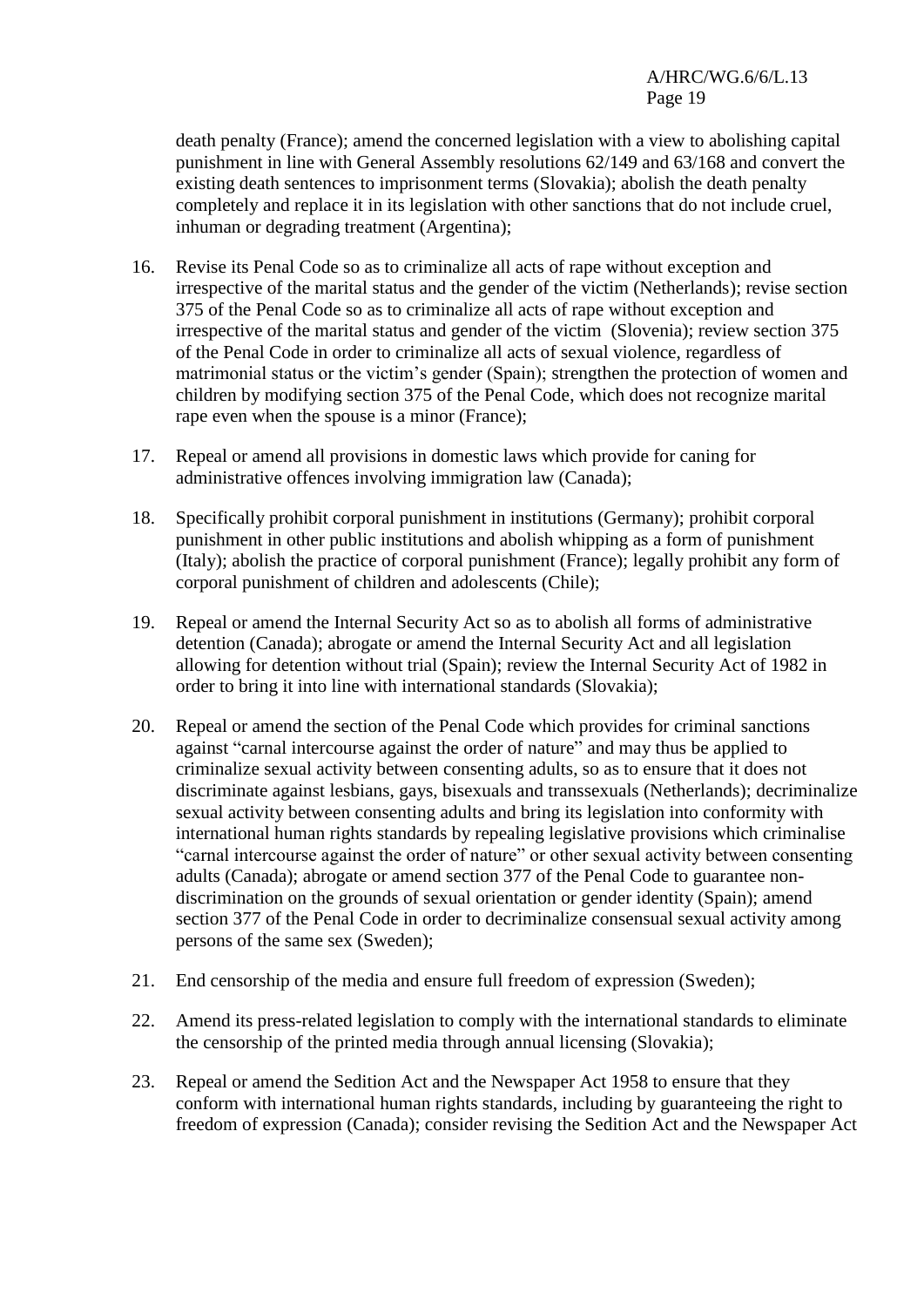death penalty (France); amend the concerned legislation with a view to abolishing capital punishment in line with General Assembly resolutions 62/149 and 63/168 and convert the existing death sentences to imprisonment terms (Slovakia); abolish the death penalty completely and replace it in its legislation with other sanctions that do not include cruel, inhuman or degrading treatment (Argentina);

16. Revise its Penal Code so as to criminalize all acts of rape without exception and irrespective of the marital status and the gender of the victim (Netherlands); revise section 375 of the Penal Code so as to criminalize all acts of rape without exception and irrespective of the marital status and gender of the victim (Slovenia); review section 375 of the Penal Code in order to criminalize all acts of sexual violence, regardless of matrimonial status or the victim's gender (Spain); strengthen the protection of women and children by modifying section 375 of the Penal Code, which does not recognize marital rape even when the spouse is a minor (France);

17. Repeal or amend all provisions in domestic laws which provide for caning for administrative offences involving immigration law (Canada);

18. Specifically prohibit corporal punishment in institutions (Germany); prohibit corporal punishment in other public institutions and abolish whipping as a form of punishment (Italy); abolish the practice of corporal punishment (France); legally prohibit any form of corporal punishment of children and adolescents (Chile);

19. Repeal or amend the Internal Security Act so as to abolish all forms of administrative detention (Canada); abrogate or amend the Internal Security Act and all legislation allowing for detention without trial (Spain); review the Internal Security Act of 1982 in order to bring it into line with international standards (Slovakia);

20. Repeal or amend the section of the Penal Code which provides for criminal sanctions against "carnal intercourse against the order of nature" and may thus be applied to criminalize sexual activity between consenting adults, so as to ensure that it does not discriminate against lesbians, gays, bisexuals and transsexuals (Netherlands); decriminalize sexual activity between consenting adults and bring its legislation into conformity with international human rights standards by repealing legislative provisions which criminalise "carnal intercourse against the order of nature" or other sexual activity between consenting adults (Canada); abrogate or amend section 377 of the Penal Code to guarantee non-discrimination on the grounds of sexual orientation or gender identity (Spain); amend section 377 of the Penal Code in order to decriminalize consensual sexual activity among persons of the same sex (Sweden);

21. End censorship of the media and ensure full freedom of expression (Sweden);

22. Amend its press-related legislation to comply with the international standards to eliminate the censorship of the printed media through annual licensing (Slovakia);

23. Repeal or amend the Sedition Act and the Newspaper Act 1958 to ensure that they conform with international human rights standards, including by guaranteeing the right to freedom of expression (Canada); consider revising the Sedition Act and the Newspaper Act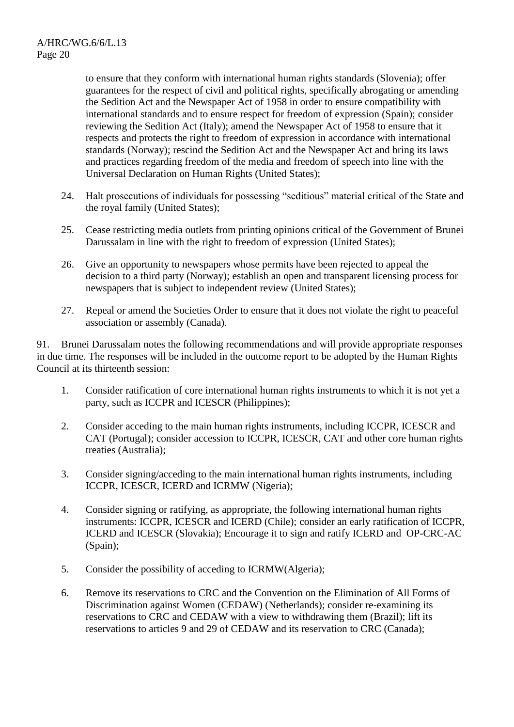to ensure that they conform with international human rights standards (Slovenia); offer guarantees for the respect of civil and political rights, specifically abrogating or amending the Sedition Act and the Newspaper Act of 1958 in order to ensure compatibility with international standards and to ensure respect for freedom of expression (Spain); consider reviewing the Sedition Act (Italy); amend the Newspaper Act of 1958 to ensure that it respects and protects the right to freedom of expression in accordance with international standards (Norway); rescind the Sedition Act and the Newspaper Act and bring its laws and practices regarding freedom of the media and freedom of speech into line with the Universal Declaration on Human Rights (United States);

24. Halt prosecutions of individuals for possessing "seditious" material critical of the State and the royal family (United States);

25. Cease restricting media outlets from printing opinions critical of the Government of Brunei Darussalam in line with the right to freedom of expression (United States);

26. Give an opportunity to newspapers whose permits have been rejected to appeal the decision to a third party (Norway); establish an open and transparent licensing process for newspapers that is subject to independent review (United States);

27. Repeal or amend the Societies Order to ensure that it does not violate the right to peaceful association or assembly (Canada).

91. Brunei Darussalam notes the following recommendations and will provide appropriate responses in due time. The responses will be included in the outcome report to be adopted by the Human Rights Council at its thirteenth session:

1. Consider ratification of core international human rights instruments to which it is not yet a party, such as ICCPR and ICESCR (Philippines);

2. Consider acceding to the main human rights instruments, including ICCPR, ICESCR and CAT (Portugal); consider accession to ICCPR, ICESCR, CAT and other core human rights treaties (Australia);

3. Consider signing/acceding to the main international human rights instruments, including ICCPR, ICESCR, ICERD and ICRMW (Nigeria);

4. Consider signing or ratifying, as appropriate, the following international human rights instruments: ICCPR, ICESCR and ICERD (Chile); consider an early ratification of ICCPR, ICERD and ICESCR (Slovakia); Encourage it to sign and ratify ICERD and OP-CRC-AC (Spain);

5. Consider the possibility of acceding to ICRMW(Algeria);

6. Remove its reservations to CRC and the Convention on the Elimination of All Forms of Discrimination against Women (CEDAW) (Netherlands); consider re-examining its reservations to CRC and CEDAW with a view to withdrawing them (Brazil); lift its reservations to articles 9 and 29 of CEDAW and its reservation to CRC (Canada);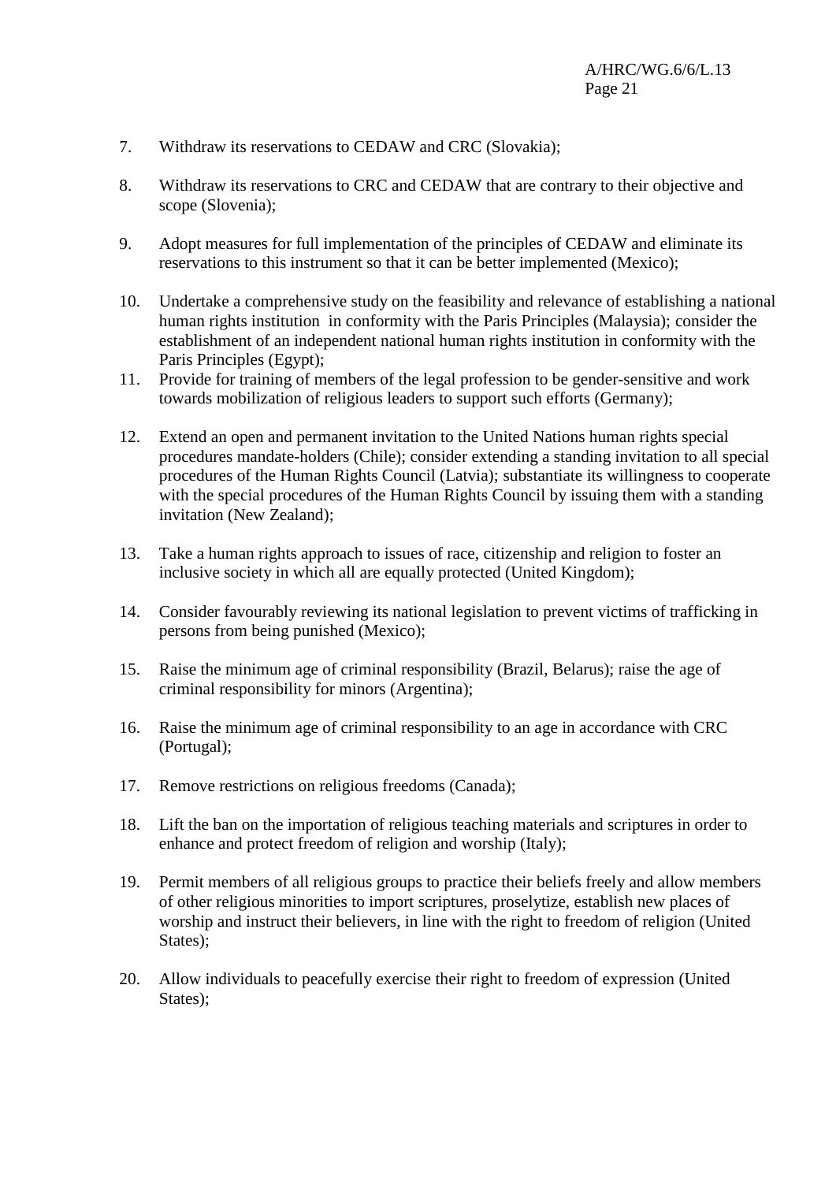7. Withdraw its reservations to CEDAW and CRC (Slovakia);

8. Withdraw its reservations to CRC and CEDAW that are contrary to their objective and scope (Slovenia);

9. Adopt measures for full implementation of the principles of CEDAW and eliminate its reservations to this instrument so that it can be better implemented (Mexico);

10. Undertake a comprehensive study on the feasibility and relevance of establishing a national human rights institution in conformity with the Paris Principles (Malaysia); consider the establishment of an independent national human rights institution in conformity with the Paris Principles (Egypt);

11. Provide for training of members of the legal profession to be gender-sensitive and work towards mobilization of religious leaders to support such efforts (Germany);

12. Extend an open and permanent invitation to the United Nations human rights special procedures mandate-holders (Chile); consider extending a standing invitation to all special procedures of the Human Rights Council (Latvia); substantiate its willingness to cooperate with the special procedures of the Human Rights Council by issuing them with a standing invitation (New Zealand);

13. Take a human rights approach to issues of race, citizenship and religion to foster an inclusive society in which all are equally protected (United Kingdom);

14. Consider favourably reviewing its national legislation to prevent victims of trafficking in persons from being punished (Mexico);

15. Raise the minimum age of criminal responsibility (Brazil, Belarus); raise the age of criminal responsibility for minors (Argentina);

16. Raise the minimum age of criminal responsibility to an age in accordance with CRC (Portugal);

17. Remove restrictions on religious freedoms (Canada);

18. Lift the ban on the importation of religious teaching materials and scriptures in order to enhance and protect freedom of religion and worship (Italy);

19. Permit members of all religious groups to practice their beliefs freely and allow members of other religious minorities to import scriptures, proselytize, establish new places of worship and instruct their believers, in line with the right to freedom of religion (United States);

20. Allow individuals to peacefully exercise their right to freedom of expression (United States);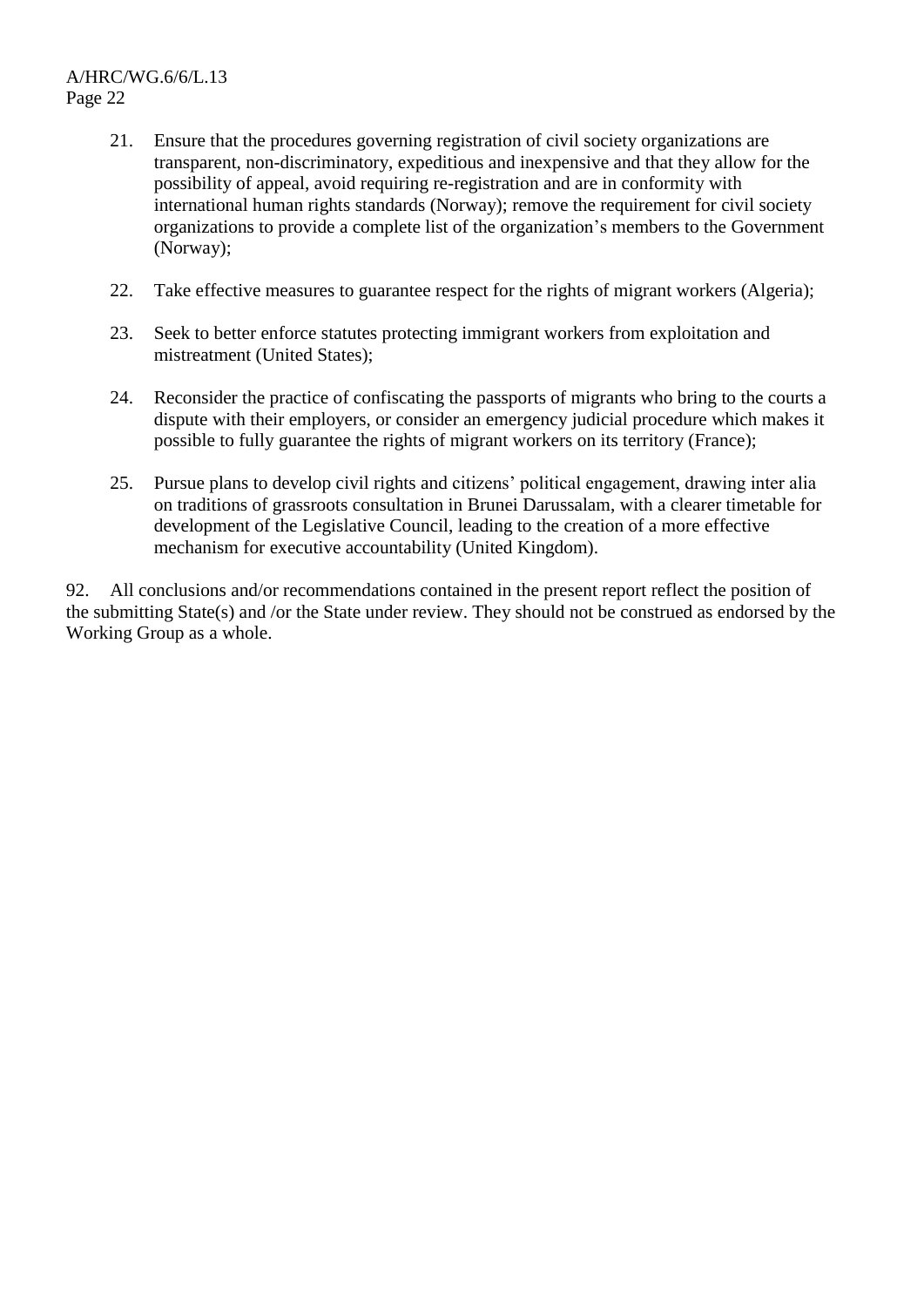21. Ensure that the procedures governing registration of civil society organizations are transparent, non-discriminatory, expeditious and inexpensive and that they allow for the possibility of appeal, avoid requiring re-registration and are in conformity with international human rights standards (Norway); remove the requirement for civil society organizations to provide a complete list of the organization's members to the Government (Norway);

22. Take effective measures to guarantee respect for the rights of migrant workers (Algeria);

23. Seek to better enforce statutes protecting immigrant workers from exploitation and mistreatment (United States);

24. Reconsider the practice of confiscating the passports of migrants who bring to the courts a dispute with their employers, or consider an emergency judicial procedure which makes it possible to fully guarantee the rights of migrant workers on its territory (France);

25. Pursue plans to develop civil rights and citizens' political engagement, drawing inter alia on traditions of grassroots consultation in Brunei Darussalam, with a clearer timetable for development of the Legislative Council, leading to the creation of a more effective mechanism for executive accountability (United Kingdom).

92. All conclusions and/or recommendations contained in the present report reflect the position of the submitting State(s) and /or the State under review. They should not be construed as endorsed by the Working Group as a whole.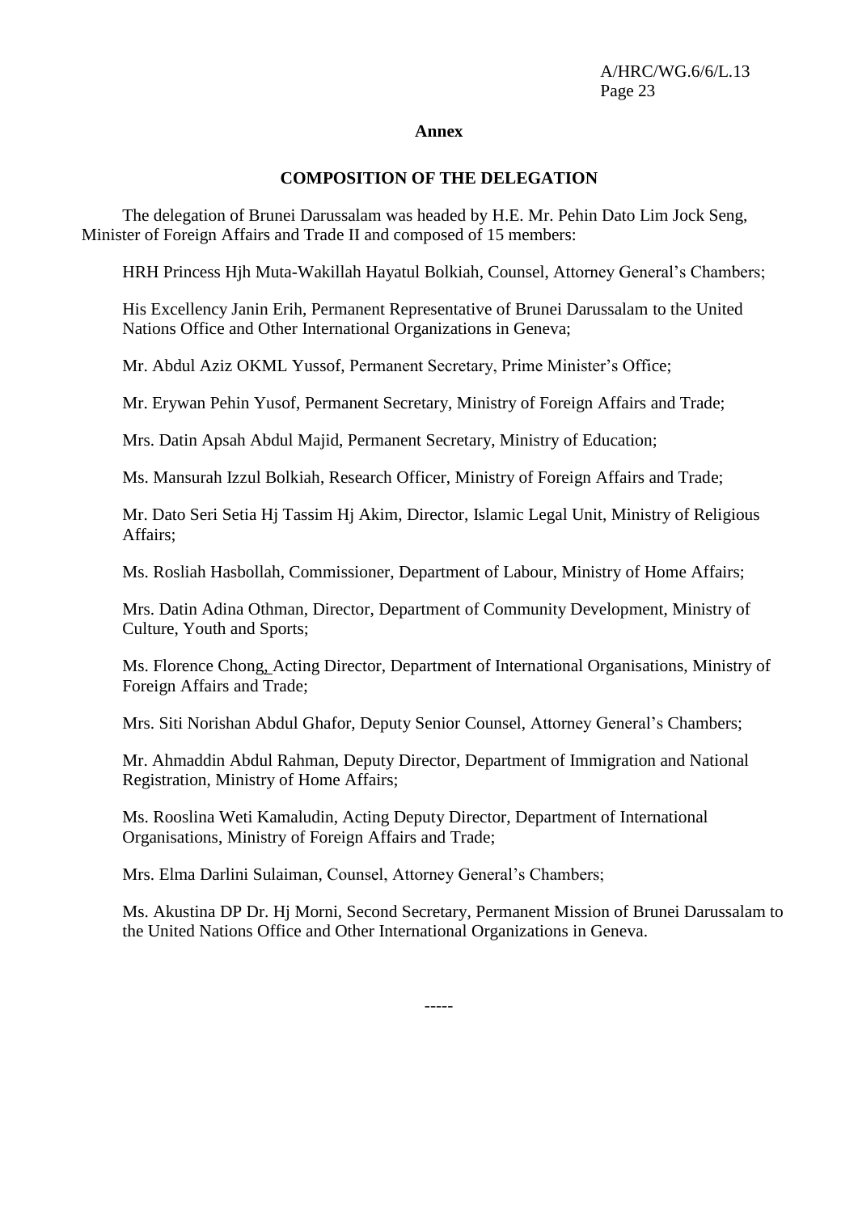## Annex

## COMPOSITION OF THE DELEGATION

The delegation of Brunei Darussalam was headed by H.E. Mr. Pehin Dato Lim Jock Seng, Minister of Foreign Affairs and Trade II and composed of 15 members:

HRH Princess Hjh Muta-Wakillah Hayatul Bolkiah, Counsel, Attorney General's Chambers;

His Excellency Janin Erih, Permanent Representative of Brunei Darussalam to the United Nations Office and Other International Organizations in Geneva;

Mr. Abdul Aziz OKML Yussof, Permanent Secretary, Prime Minister's Office;

Mr. Erywan Pehin Yusof, Permanent Secretary, Ministry of Foreign Affairs and Trade;

Mrs. Datin Apsah Abdul Majid, Permanent Secretary, Ministry of Education;

Ms. Mansurah Izzul Bolkiah, Research Officer, Ministry of Foreign Affairs and Trade;

Mr. Dato Seri Setia Hj Tassim Hj Akim, Director, Islamic Legal Unit, Ministry of Religious Affairs;

Ms. Rosliah Hasbollah, Commissioner, Department of Labour, Ministry of Home Affairs;

Mrs. Datin Adina Othman, Director, Department of Community Development, Ministry of Culture, Youth and Sports;

Ms. Florence Chong, Acting Director, Department of International Organisations, Ministry of Foreign Affairs and Trade;

Mrs. Siti Norishan Abdul Ghafor, Deputy Senior Counsel, Attorney General's Chambers;

Mr. Ahmaddin Abdul Rahman, Deputy Director, Department of Immigration and National Registration, Ministry of Home Affairs;

Ms. Rooslina Weti Kamaludin, Acting Deputy Director, Department of International Organisations, Ministry of Foreign Affairs and Trade;

Mrs. Elma Darlini Sulaiman, Counsel, Attorney General's Chambers;

Ms. Akustina DP Dr. Hj Morni, Second Secretary, Permanent Mission of Brunei Darussalam to the United Nations Office and Other International Organizations in Geneva.

-----